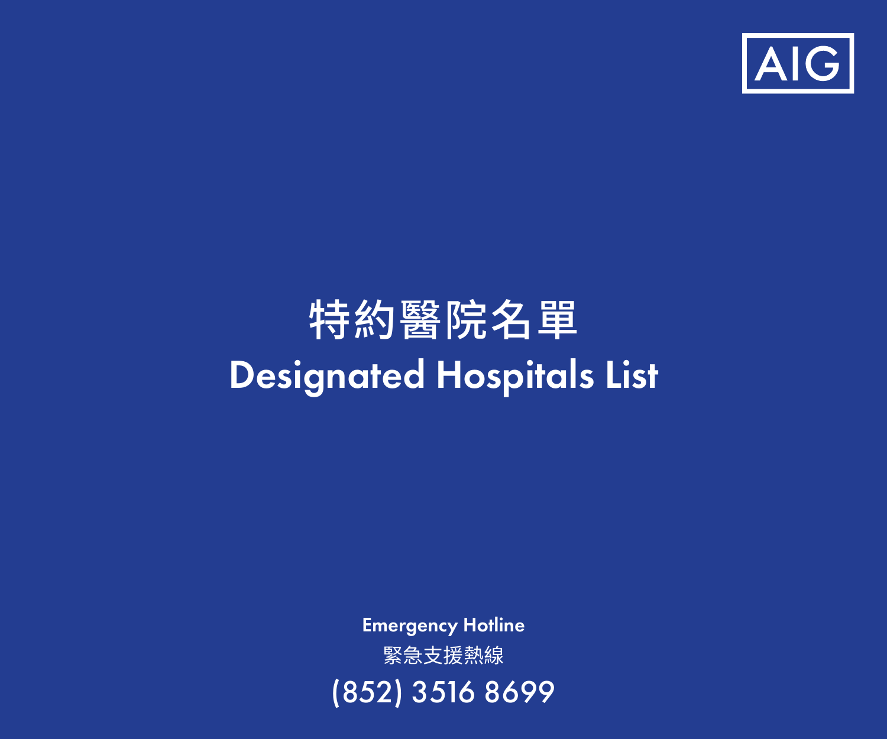AIG

# 特約醫院名單
# Designated Hospitals List

**Emergency Hotline**

緊急支援熱線

(852) 3516 8699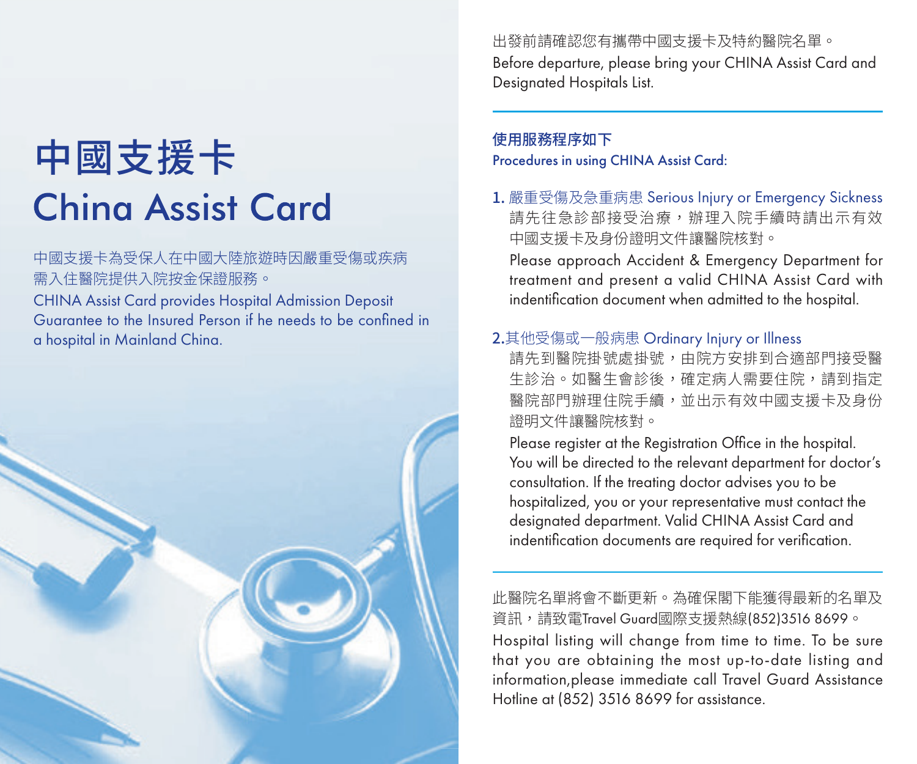# 中國支援卡
# China Assist Card

中國支援卡為受保人在中國大陸旅遊時因嚴重受傷或疾病需入住醫院提供入院按金保證服務。

CHINA Assist Card provides Hospital Admission Deposit Guarantee to the Insured Person if he needs to be confined in a hospital in Mainland China.

出發前請確認您有攜帶中國支援卡及特約醫院名單。

Before departure, please bring your CHINA Assist Card and Designated Hospitals List.

---

**使用服務程序如下**

**Procedures in using CHINA Assist Card:**

1. 嚴重受傷及急重病患 Serious Injury or Emergency Sickness

   請先往急診部接受治療，辦理入院手續時請出示有效中國支援卡及身份證明文件讓醫院核對。

   Please approach Accident & Emergency Department for treatment and present a valid CHINA Assist Card with indentification document when admitted to the hospital.

2. 其他受傷或一般病患 Ordinary Injury or Illness

   請先到醫院掛號處掛號，由院方安排到合適部門接受醫生診治。如醫生會診後，確定病人需要住院，請到指定醫院部門辦理住院手續，並出示有效中國支援卡及身份證明文件讓醫院核對。

   Please register at the Registration Office in the hospital. You will be directed to the relevant department for doctor's consultation. If the treating doctor advises you to be hospitalized, you or your representative must contact the designated department. Valid CHINA Assist Card and indentification documents are required for verification.

---

此醫院名單將會不斷更新。為確保閣下能獲得最新的名單及資訊，請致電Travel Guard國際支援熱線(852)3516 8699。

Hospital listing will change from time to time. To be sure that you are obtaining the most up-to-date listing and information,please immediate call Travel Guard Assistance Hotline at (852) 3516 8699 for assistance.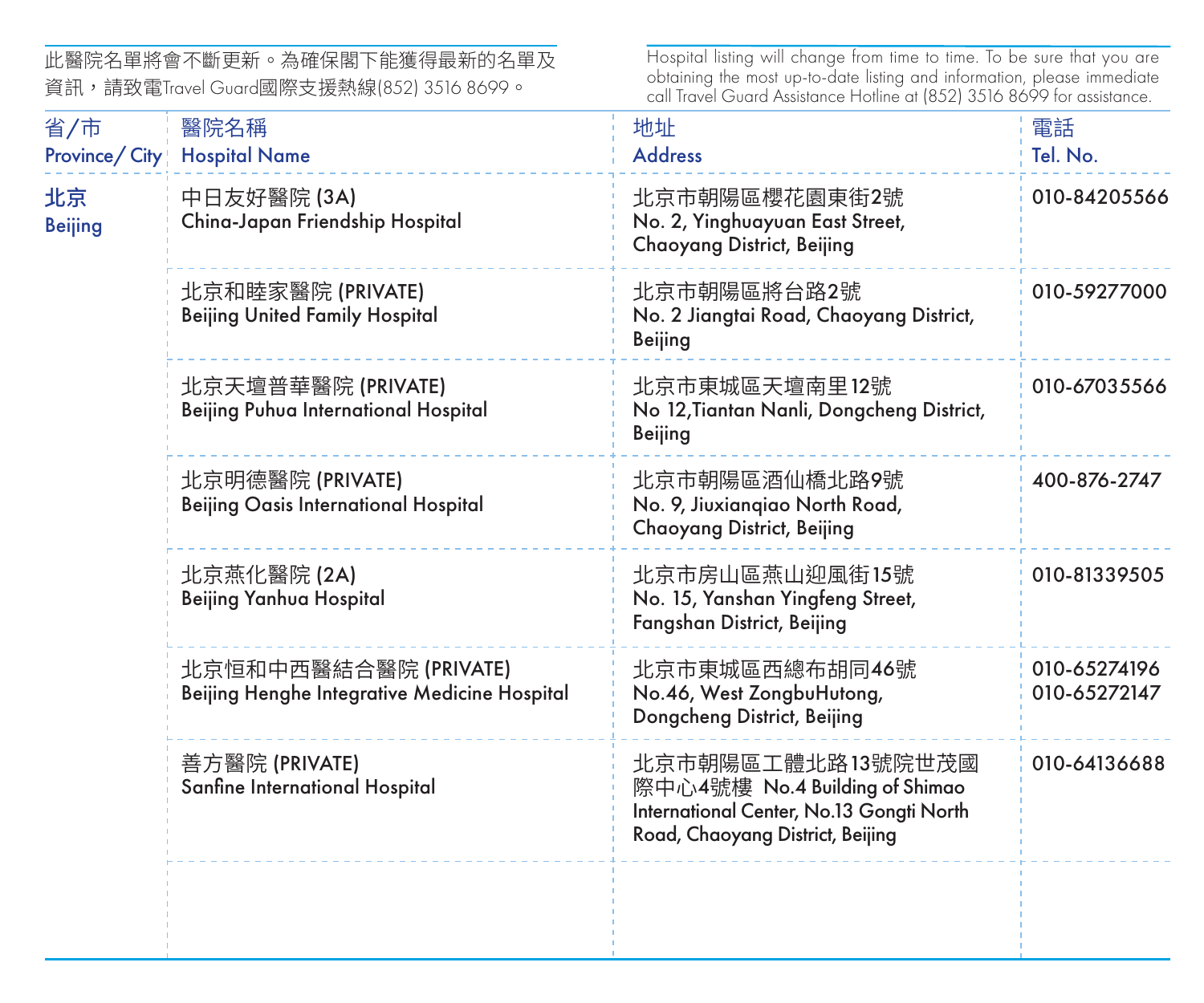此醫院名單將會不斷更新。為確保閣下能獲得最新的名單及資訊，請致電Travel Guard國際支援熱線(852) 3516 8699。

Hospital listing will change from time to time. To be sure that you are obtaining the most up-to-date listing and information, please immediate call Travel Guard Assistance Hotline at (852) 3516 8699 for assistance.

| 省/市 Province/ City | 醫院名稱 Hospital Name | 地址 Address | 電話 Tel. No. |
|---|---|---|---|
| 北京 Beijing | 中日友好醫院 (3A) China-Japan Friendship Hospital | 北京市朝陽區櫻花園東街2號 No. 2, Yinghuayuan East Street, Chaoyang District, Beijing | 010-84205566 |
| | 北京和睦家醫院 (PRIVATE) Beijing United Family Hospital | 北京市朝陽區將台路2號 No. 2 Jiangtai Road, Chaoyang District, Beijing | 010-59277000 |
| | 北京天壇普華醫院 (PRIVATE) Beijing Puhua International Hospital | 北京市東城區天壇南里12號 No 12,Tiantan Nanli, Dongcheng District, Beijing | 010-67035566 |
| | 北京明德醫院 (PRIVATE) Beijing Oasis International Hospital | 北京市朝陽區酒仙橋北路9號 No. 9, Jiuxianqiao North Road, Chaoyang District, Beijing | 400-876-2747 |
| | 北京燕化醫院 (2A) Beijing Yanhua Hospital | 北京市房山區燕山迎風街15號 No. 15, Yanshan Yingfeng Street, Fangshan District, Beijing | 010-81339505 |
| | 北京恒和中西醫結合醫院 (PRIVATE) Beijing Henghe Integrative Medicine Hospital | 北京市東城區西總布胡同46號 No.46, West ZongbuHutong, Dongcheng District, Beijing | 010-65274196 010-65272147 |
| | 善方醫院 (PRIVATE) Sanfine International Hospital | 北京市朝陽區工體北路13號院世茂國際中心4號樓 No.4 Building of Shimao International Center, No.13 Gongti North Road, Chaoyang District, Beijing | 010-64136688 |
| | | | |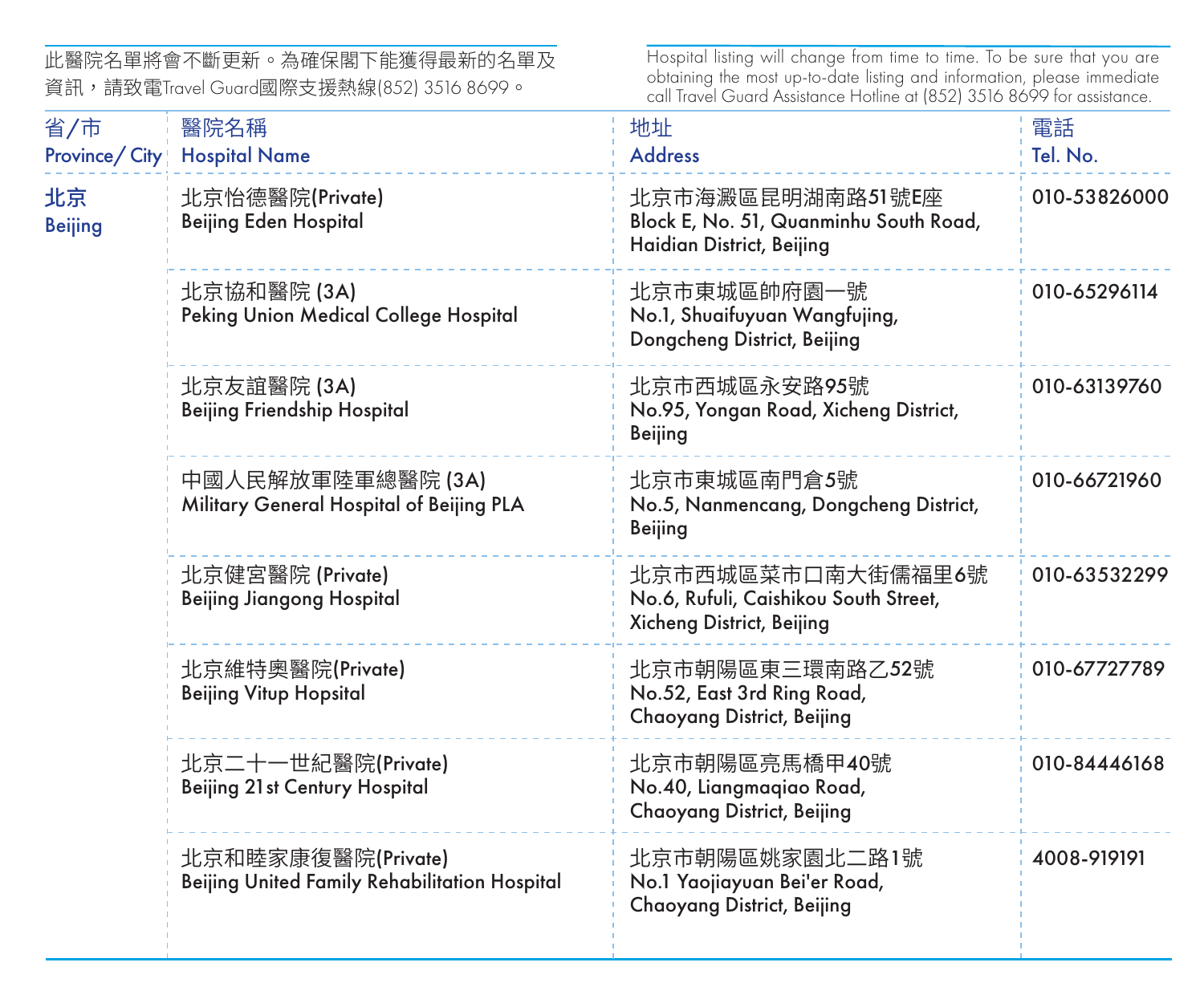此醫院名單將會不斷更新。為確保閣下能獲得最新的名單及資訊，請致電Travel Guard國際支援熱線(852) 3516 8699。

Hospital listing will change from time to time. To be sure that you are obtaining the most up-to-date listing and information, please immediate call Travel Guard Assistance Hotline at (852) 3516 8699 for assistance.

| 省/市 Province/ City | 醫院名稱 Hospital Name | 地址 Address | 電話 Tel. No. |
|---|---|---|---|
| 北京 Beijing | 北京怡德醫院(Private) Beijing Eden Hospital | 北京市海澱區昆明湖南路51號E座 Block E, No. 51, Quanminhu South Road, Haidian District, Beijing | 010-53826000 |
| | 北京協和醫院 (3A) Peking Union Medical College Hospital | 北京市東城區帥府園一號 No.1, Shuaifuyuan Wangfujing, Dongcheng District, Beijing | 010-65296114 |
| | 北京友誼醫院 (3A) Beijing Friendship Hospital | 北京市西城區永安路95號 No.95, Yongan Road, Xicheng District, Beijing | 010-63139760 |
| | 中國人民解放軍陸軍總醫院 (3A) Military General Hospital of Beijing PLA | 北京市東城區南門倉5號 No.5, Nanmencang, Dongcheng District, Beijing | 010-66721960 |
| | 北京健宮醫院 (Private) Beijing Jiangong Hospital | 北京市西城區菜市口南大街儒福里6號 No.6, Rufuli, Caishikou South Street, Xicheng District, Beijing | 010-63532299 |
| | 北京維特奧醫院(Private) Beijing Vitup Hopsital | 北京市朝陽區東三環南路乙52號 No.52, East 3rd Ring Road, Chaoyang District, Beijing | 010-67727789 |
| | 北京二十一世紀醫院(Private) Beijing 21st Century Hospital | 北京市朝陽區亮馬橋甲40號 No.40, Liangmaqiao Road, Chaoyang District, Beijing | 010-84446168 |
| | 北京和睦家康復醫院(Private) Beijing United Family Rehabilitation Hospital | 北京市朝陽區姚家園北二路1號 No.1 Yaojiayuan Bei'er Road, Chaoyang District, Beijing | 4008-919191 |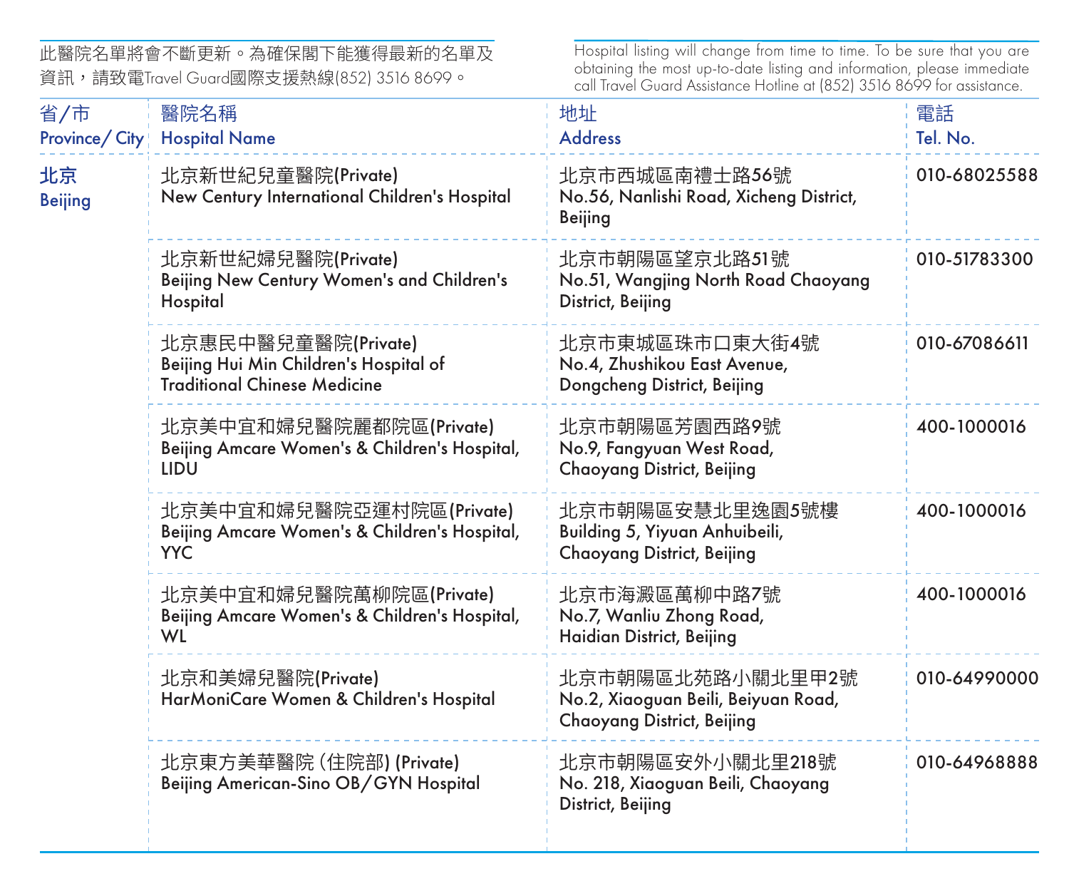此醫院名單將會不斷更新。為確保閣下能獲得最新的名單及資訊，請致電Travel Guard國際支援熱線(852) 3516 8699。

Hospital listing will change from time to time. To be sure that you are obtaining the most up-to-date listing and information, please immediate call Travel Guard Assistance Hotline at (852) 3516 8699 for assistance.

| 省/市<br>Province/ City | 醫院名稱<br>Hospital Name | 地址<br>Address | 電話<br>Tel. No. |
|---|---|---|---|
| 北京<br>Beijing | 北京新世紀兒童醫院(Private)<br>New Century International Children's Hospital | 北京市西城區南禮士路56號<br>No.56, Nanlishi Road, Xicheng District, Beijing | 010-68025588 |
| | 北京新世紀婦兒醫院(Private)<br>Beijing New Century Women's and Children's Hospital | 北京市朝陽區望京北路51號<br>No.51, Wangjing North Road Chaoyang District, Beijing | 010-51783300 |
| | 北京惠民中醫兒童醫院(Private)<br>Beijing Hui Min Children's Hospital of Traditional Chinese Medicine | 北京市東城區珠市口東大街4號<br>No.4, Zhushikou East Avenue, Dongcheng District, Beijing | 010-67086611 |
| | 北京美中宜和婦兒醫院麗都院區(Private)<br>Beijing Amcare Women's & Children's Hospital, LIDU | 北京市朝陽區芳園西路9號<br>No.9, Fangyuan West Road, Chaoyang District, Beijing | 400-1000016 |
| | 北京美中宜和婦兒醫院亞運村院區(Private)<br>Beijing Amcare Women's & Children's Hospital, YYC | 北京市朝陽區安慧北里逸園5號樓<br>Building 5, Yiyuan Anhuibeili, Chaoyang District, Beijing | 400-1000016 |
| | 北京美中宜和婦兒醫院萬柳院區(Private)<br>Beijing Amcare Women's & Children's Hospital, WL | 北京市海澱區萬柳中路7號<br>No.7, Wanliu Zhong Road, Haidian District, Beijing | 400-1000016 |
| | 北京和美婦兒醫院(Private)<br>HarMoniCare Women & Children's Hospital | 北京市朝陽區北苑路小關北里甲2號<br>No.2, Xiaoguan Beili, Beiyuan Road, Chaoyang District, Beijing | 010-64990000 |
| | 北京東方美華醫院 (住院部) (Private)<br>Beijing American-Sino OB/GYN Hospital | 北京市朝陽區安外小關北里218號<br>No. 218, Xiaoguan Beili, Chaoyang District, Beijing | 010-64968888 |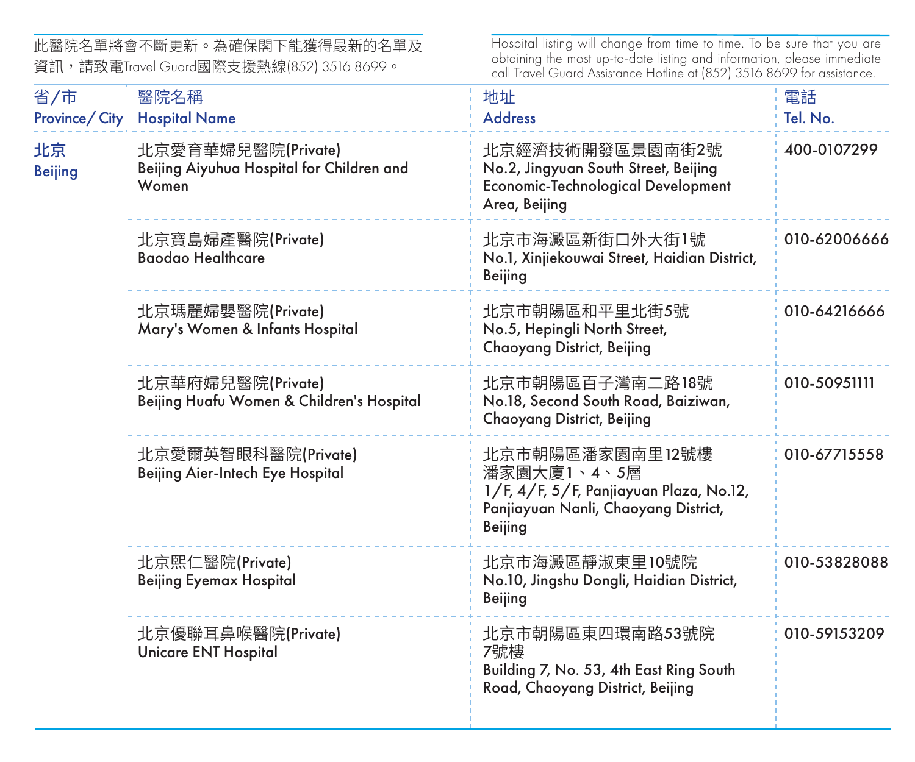此醫院名單將會不斷更新。為確保閣下能獲得最新的名單及資訊，請致電Travel Guard國際支援熱線(852) 3516 8699。

Hospital listing will change from time to time. To be sure that you are obtaining the most up-to-date listing and information, please immediate call Travel Guard Assistance Hotline at (852) 3516 8699 for assistance.

| 省/市 Province/ City | 醫院名稱 Hospital Name | 地址 Address | 電話 Tel. No. |
|---|---|---|---|
| 北京 Beijing | 北京愛育華婦兒醫院(Private) Beijing Aiyuhua Hospital for Children and Women | 北京經濟技術開發區景園南街2號 No.2, Jingyuan South Street, Beijing Economic-Technological Development Area, Beijing | 400-0107299 |
| | 北京寶島婦產醫院(Private) Baodao Healthcare | 北京市海澱區新街口外大街1號 No.1, Xinjiekouwai Street, Haidian District, Beijing | 010-62006666 |
| | 北京瑪麗婦嬰醫院(Private) Mary's Women & Infants Hospital | 北京市朝陽區和平里北街5號 No.5, Hepingli North Street, Chaoyang District, Beijing | 010-64216666 |
| | 北京華府婦兒醫院(Private) Beijing Huafu Women & Children's Hospital | 北京市朝陽區百子灣南二路18號 No.18, Second South Road, Baiziwan, Chaoyang District, Beijing | 010-50951111 |
| | 北京愛爾英智眼科醫院(Private) Beijing Aier-Intech Eye Hospital | 北京市朝陽區潘家園南里12號樓潘家園大廈1、4、5層 1/F, 4/F, 5/F, Panjiayuan Plaza, No.12, Panjiayuan Nanli, Chaoyang District, Beijing | 010-67715558 |
| | 北京熙仁醫院(Private) Beijing Eyemax Hospital | 北京市海澱區靜淑東里10號院 No.10, Jingshu Dongli, Haidian District, Beijing | 010-53828088 |
| | 北京優聯耳鼻喉醫院(Private) Unicare ENT Hospital | 北京市朝陽區東四環南路53號院7號樓 Building 7, No. 53, 4th East Ring South Road, Chaoyang District, Beijing | 010-59153209 |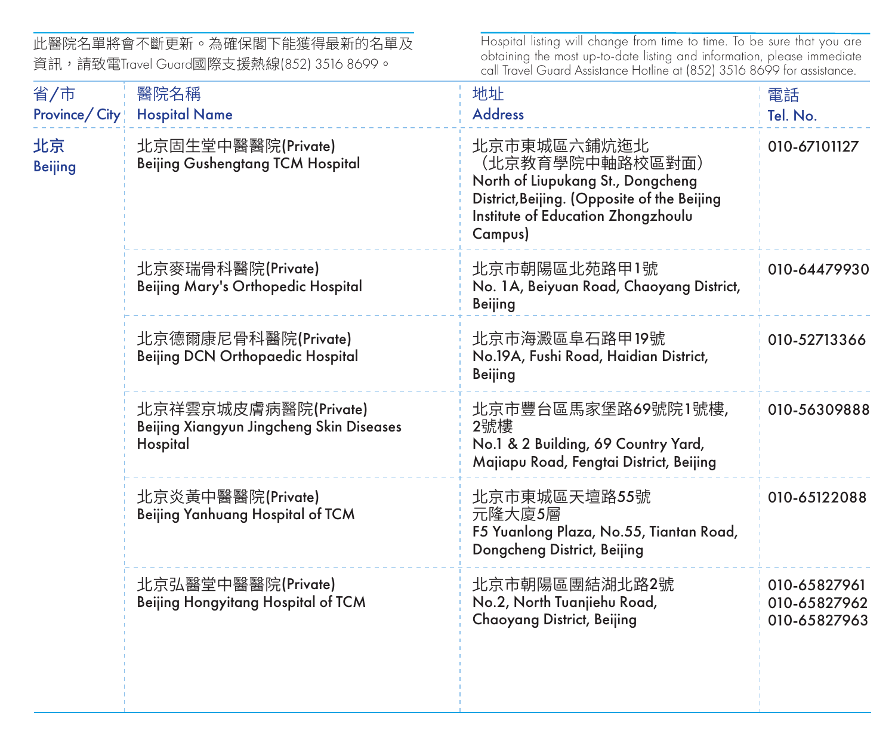此醫院名單將會不斷更新。為確保閣下能獲得最新的名單及資訊，請致電Travel Guard國際支援熱線(852) 3516 8699。

Hospital listing will change from time to time. To be sure that you are obtaining the most up-to-date listing and information, please immediate call Travel Guard Assistance Hotline at (852) 3516 8699 for assistance.

| 省/市<br>Province/ City | 醫院名稱<br>Hospital Name | 地址<br>Address | 電話<br>Tel. No. |
| --- | --- | --- | --- |
| 北京<br>Beijing | 北京固生堂中醫醫院(Private)<br>Beijing Gushengtang TCM Hospital | 北京市東城區六鋪炕迤北<br>（北京教育學院中軸路校區對面）<br>North of Liupukang St., Dongcheng District,Beijing. (Opposite of the Beijing Institute of Education Zhongzhoulu Campus) | 010-67101127 |
| | 北京麥瑞骨科醫院(Private)<br>Beijing Mary's Orthopedic Hospital | 北京市朝陽區北苑路甲1號<br>No. 1A, Beiyuan Road, Chaoyang District, Beijing | 010-64479930 |
| | 北京德爾康尼骨科醫院(Private)<br>Beijing DCN Orthopaedic Hospital | 北京市海澱區阜石路甲19號<br>No.19A, Fushi Road, Haidian District, Beijing | 010-52713366 |
| | 北京祥雲京城皮膚病醫院(Private)<br>Beijing Xiangyun Jingcheng Skin Diseases Hospital | 北京市豐台區馬家堡路69號院1號樓, 2號樓<br>No.1 & 2 Building, 69 Country Yard, Majiapu Road, Fengtai District, Beijing | 010-56309888 |
| | 北京炎黃中醫醫院(Private)<br>Beijing Yanhuang Hospital of TCM | 北京市東城區天壇路55號<br>元隆大廈5層<br>F5 Yuanlong Plaza, No.55, Tiantan Road, Dongcheng District, Beijing | 010-65122088 |
| | 北京弘醫堂中醫醫院(Private)<br>Beijing Hongyitang Hospital of TCM | 北京市朝陽區團結湖北路2號<br>No.2, North Tuanjiehu Road, Chaoyang District, Beijing | 010-65827961<br>010-65827962<br>010-65827963 |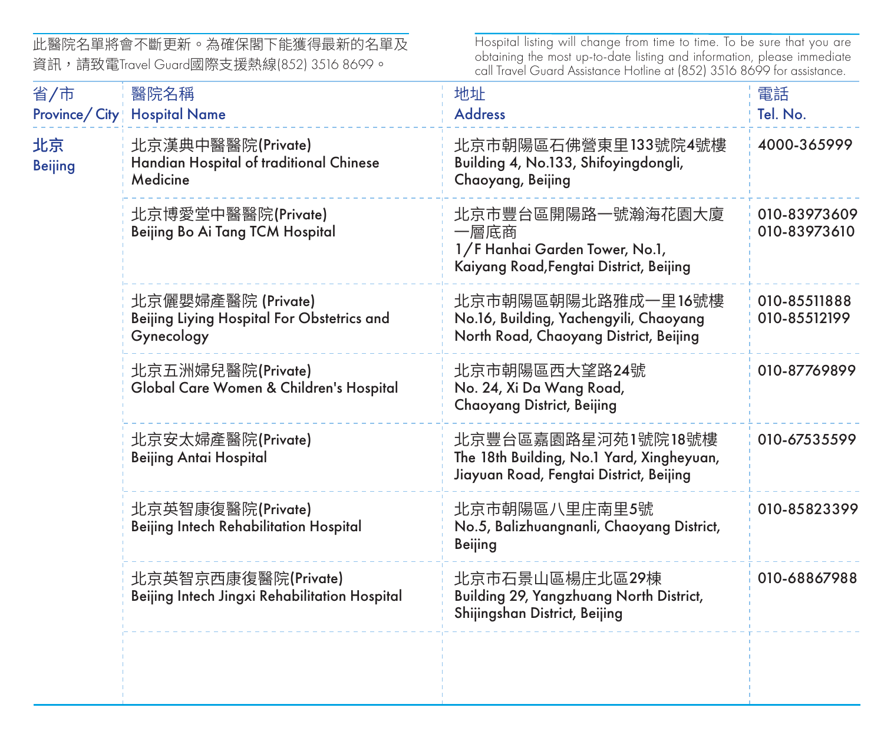此醫院名單將會不斷更新。為確保閣下能獲得最新的名單及資訊，請致電Travel Guard國際支援熱線(852) 3516 8699。

Hospital listing will change from time to time. To be sure that you are obtaining the most up-to-date listing and information, please immediate call Travel Guard Assistance Hotline at (852) 3516 8699 for assistance.

| 省/市 Province/ City | 醫院名稱 Hospital Name | 地址 Address | 電話 Tel. No. |
|---|---|---|---|
| 北京 Beijing | 北京漢典中醫醫院(Private) Handian Hospital of traditional Chinese Medicine | 北京市朝陽區石佛營東里133號院4號樓 Building 4, No.133, Shifoyingdongli, Chaoyang, Beijing | 4000-365999 |
| | 北京博愛堂中醫醫院(Private) Beijing Bo Ai Tang TCM Hospital | 北京市豐台區開陽路一號瀚海花園大廈一層底商 1/F Hanhai Garden Tower, No.1, Kaiyang Road,Fengtai District, Beijing | 010-83973609 010-83973610 |
| | 北京儷嬰婦產醫院 (Private) Beijing Liying Hospital For Obstetrics and Gynecology | 北京市朝陽區朝陽北路雅成一里16號樓 No.16, Building, Yachengyili, Chaoyang North Road, Chaoyang District, Beijing | 010-85511888 010-85512199 |
| | 北京五洲婦兒醫院(Private) Global Care Women & Children's Hospital | 北京市朝陽區西大望路24號 No. 24, Xi Da Wang Road, Chaoyang District, Beijing | 010-87769899 |
| | 北京安太婦產醫院(Private) Beijing Antai Hospital | 北京豐台區嘉園路星河苑1號院18號樓 The 18th Building, No.1 Yard, Xingheyuan, Jiayuan Road, Fengtai District, Beijing | 010-67535599 |
| | 北京英智康復醫院(Private) Beijing Intech Rehabilitation Hospital | 北京市朝陽區八里庄南里5號 No.5, Balizhuangnanli, Chaoyang District, Beijing | 010-85823399 |
| | 北京英智京西康復醫院(Private) Beijing Intech Jingxi Rehabilitation Hospital | 北京市石景山區楊庄北區29棟 Building 29, Yangzhuang North District, Shijingshan District, Beijing | 010-68867988 |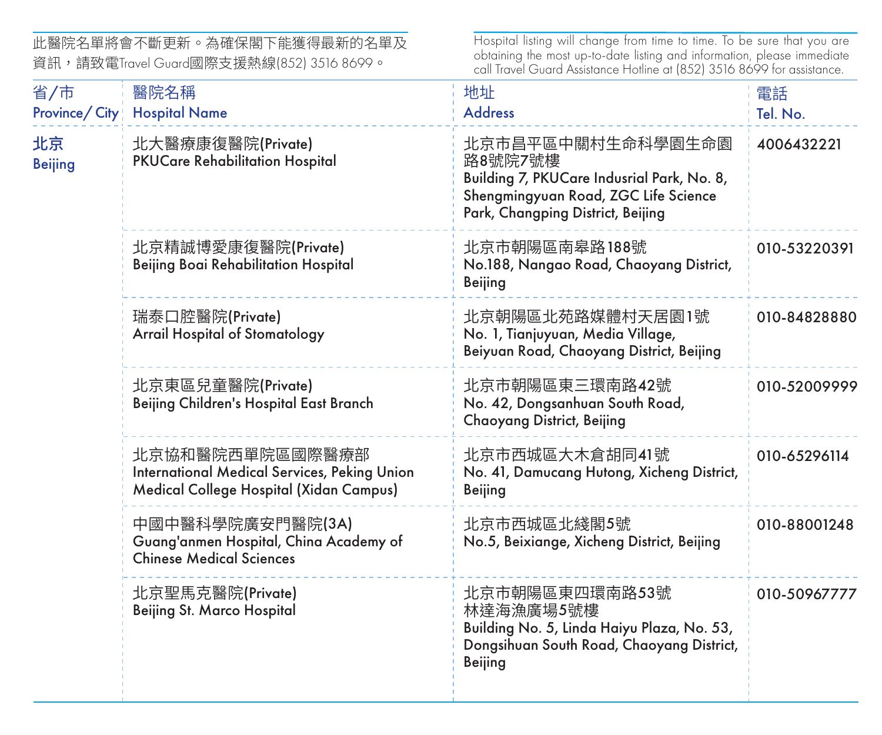此醫院名單將會不斷更新。為確保閣下能獲得最新的名單及資訊，請致電Travel Guard國際支援熱線(852) 3516 8699。

Hospital listing will change from time to time. To be sure that you are obtaining the most up-to-date listing and information, please immediate call Travel Guard Assistance Hotline at (852) 3516 8699 for assistance.

| 省/市<br>Province/ City | 醫院名稱<br>Hospital Name | 地址<br>Address | 電話<br>Tel. No. |
|---|---|---|---|
| 北京<br>Beijing | 北大醫療康復醫院(Private)<br>PKUCare Rehabilitation Hospital | 北京市昌平區中關村生命科學園生命園路8號院7號樓<br>Building 7, PKUCare Indusrial Park, No. 8, Shengmingyuan Road, ZGC Life Science Park, Changping District, Beijing | 4006432221 |
| | 北京精誠博愛康復醫院(Private)<br>Beijing Boai Rehabilitation Hospital | 北京市朝陽區南皋路188號<br>No.188, Nangao Road, Chaoyang District, Beijing | 010-53220391 |
| | 瑞泰口腔醫院(Private)<br>Arrail Hospital of Stomatology | 北京朝陽區北苑路媒體村天居園1號<br>No. 1, Tianjuyuan, Media Village, Beiyuan Road, Chaoyang District, Beijing | 010-84828880 |
| | 北京東區兒童醫院(Private)<br>Beijing Children's Hospital East Branch | 北京市朝陽區東三環南路42號<br>No. 42, Dongsanhuan South Road, Chaoyang District, Beijing | 010-52009999 |
| | 北京協和醫院西單院區國際醫療部<br>International Medical Services, Peking Union Medical College Hospital (Xidan Campus) | 北京市西城區大木倉胡同41號<br>No. 41, Damucang Hutong, Xicheng District, Beijing | 010-65296114 |
| | 中國中醫科學院廣安門醫院(3A)<br>Guang'anmen Hospital, China Academy of Chinese Medical Sciences | 北京市西城區北綫閣5號<br>No.5, Beixiange, Xicheng District, Beijing | 010-88001248 |
| | 北京聖馬克醫院(Private)<br>Beijing St. Marco Hospital | 北京市朝陽區東四環南路53號林達海漁廣場5號樓<br>Building No. 5, Linda Haiyu Plaza, No. 53, Dongsihuan South Road, Chaoyang District, Beijing | 010-50967777 |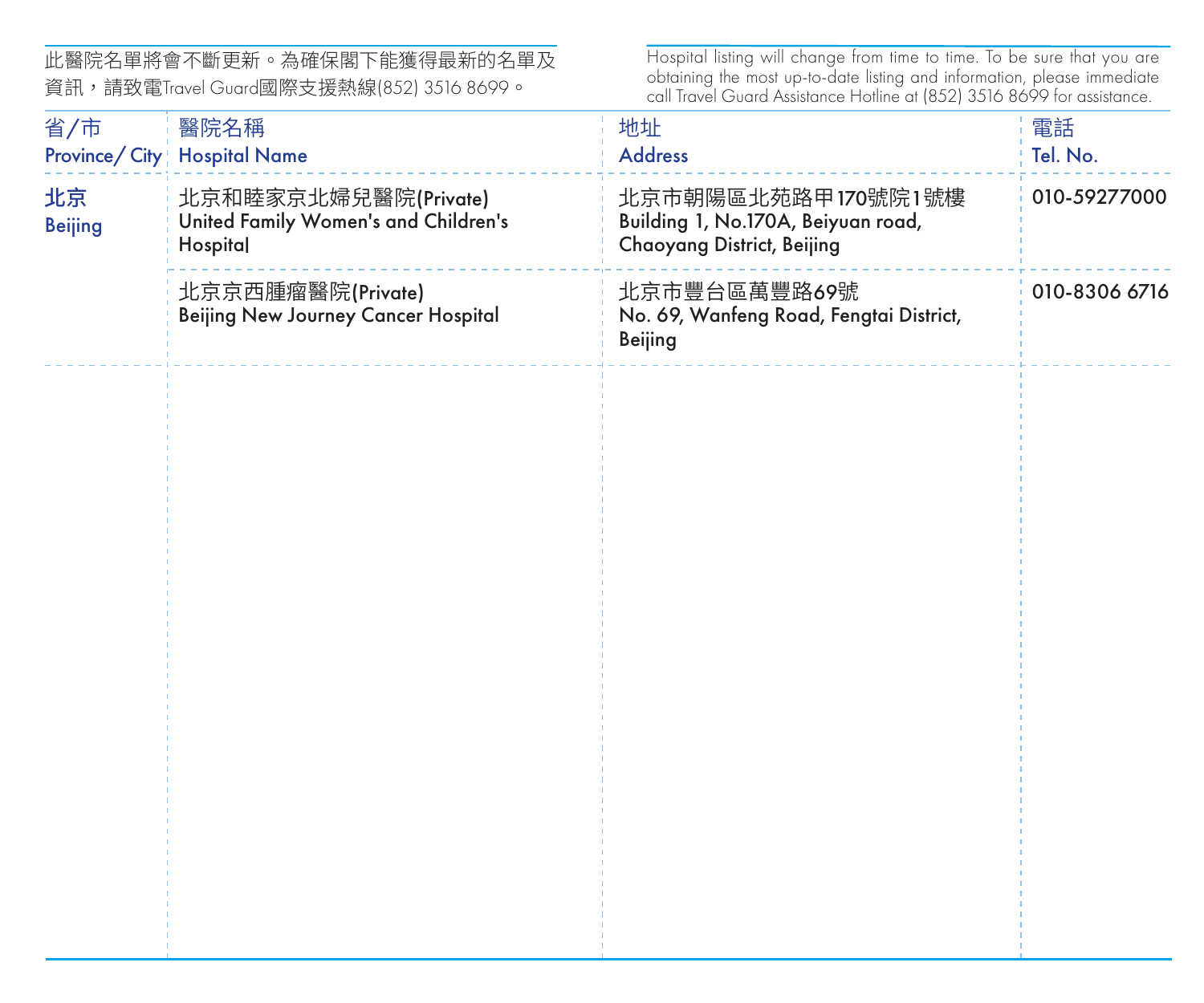此醫院名單將會不斷更新。為確保閣下能獲得最新的名單及資訊，請致電Travel Guard國際支援熱線(852) 3516 8699。

Hospital listing will change from time to time. To be sure that you are obtaining the most up-to-date listing and information, please immediate call Travel Guard Assistance Hotline at (852) 3516 8699 for assistance.

| 省/市<br>Province/ City | 醫院名稱<br>Hospital Name | 地址<br>Address | 電話<br>Tel. No. |
|---|---|---|---|
| 北京<br>Beijing | 北京和睦家京北婦兒醫院(Private)<br>United Family Women's and Children's Hospital | 北京市朝陽區北苑路甲170號院1號樓<br>Building 1, No.170A, Beiyuan road, Chaoyang District, Beijing | 010-59277000 |
| | 北京京西腫瘤醫院(Private)<br>Beijing New Journey Cancer Hospital | 北京市豐台區萬豐路69號<br>No. 69, Wanfeng Road, Fengtai District, Beijing | 010-8306 6716 |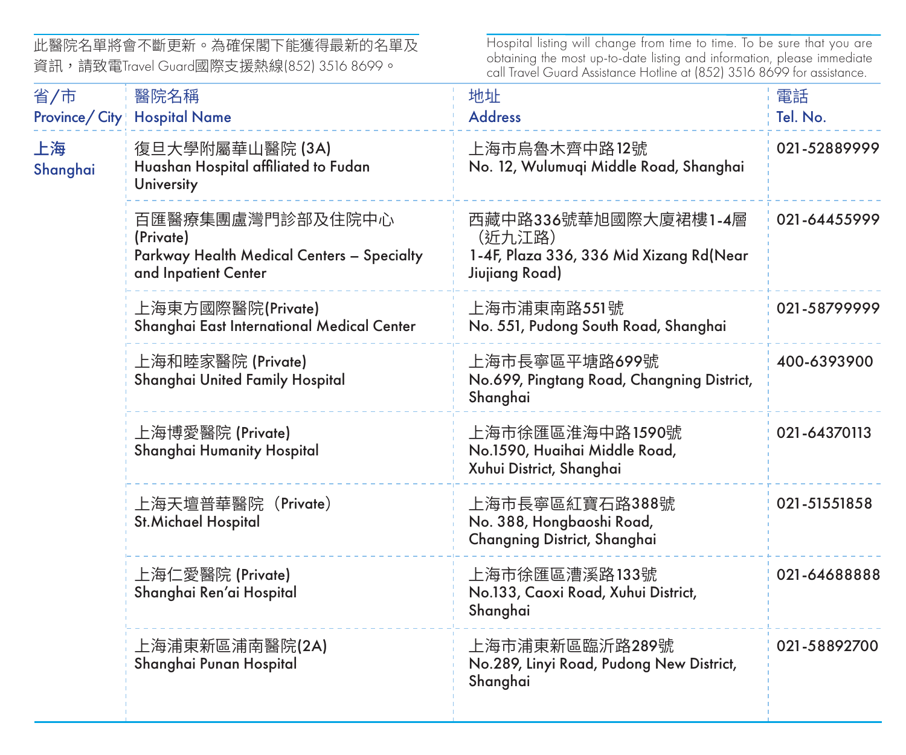此醫院名單將會不斷更新。為確保閣下能獲得最新的名單及資訊，請致電Travel Guard國際支援熱線(852) 3516 8699。

Hospital listing will change from time to time. To be sure that you are obtaining the most up-to-date listing and information, please immediate call Travel Guard Assistance Hotline at (852) 3516 8699 for assistance.

| 省/市 Province/ City | 醫院名稱 Hospital Name | 地址 Address | 電話 Tel. No. |
|---|---|---|---|
| 上海 Shanghai | 復旦大學附屬華山醫院 (3A) Huashan Hospital affiliated to Fudan University | 上海市烏魯木齊中路12號 No. 12, Wulumuqi Middle Road, Shanghai | 021-52889999 |
| | 百匯醫療集團盧灣門診部及住院中心 (Private) Parkway Health Medical Centers – Specialty and Inpatient Center | 西藏中路336號華旭國際大廈裙樓1-4層（近九江路） 1-4F, Plaza 336, 336 Mid Xizang Rd(Near Jiujiang Road) | 021-64455999 |
| | 上海東方國際醫院(Private) Shanghai East International Medical Center | 上海市浦東南路551號 No. 551, Pudong South Road, Shanghai | 021-58799999 |
| | 上海和睦家醫院 (Private) Shanghai United Family Hospital | 上海市長寧區平塘路699號 No.699, Pingtang Road, Changning District, Shanghai | 400-6393900 |
| | 上海博愛醫院 (Private) Shanghai Humanity Hospital | 上海市徐匯區淮海中路1590號 No.1590, Huaihai Middle Road, Xuhui District, Shanghai | 021-64370113 |
| | 上海天壇普華醫院（Private） St.Michael Hospital | 上海市長寧區紅寶石路388號 No. 388, Hongbaoshi Road, Changning District, Shanghai | 021-51551858 |
| | 上海仁愛醫院 (Private) Shanghai Ren'ai Hospital | 上海市徐匯區漕溪路133號 No.133, Caoxi Road, Xuhui District, Shanghai | 021-64688888 |
| | 上海浦東新區浦南醫院(2A) Shanghai Punan Hospital | 上海市浦東新區臨沂路289號 No.289, Linyi Road, Pudong New District, Shanghai | 021-58892700 |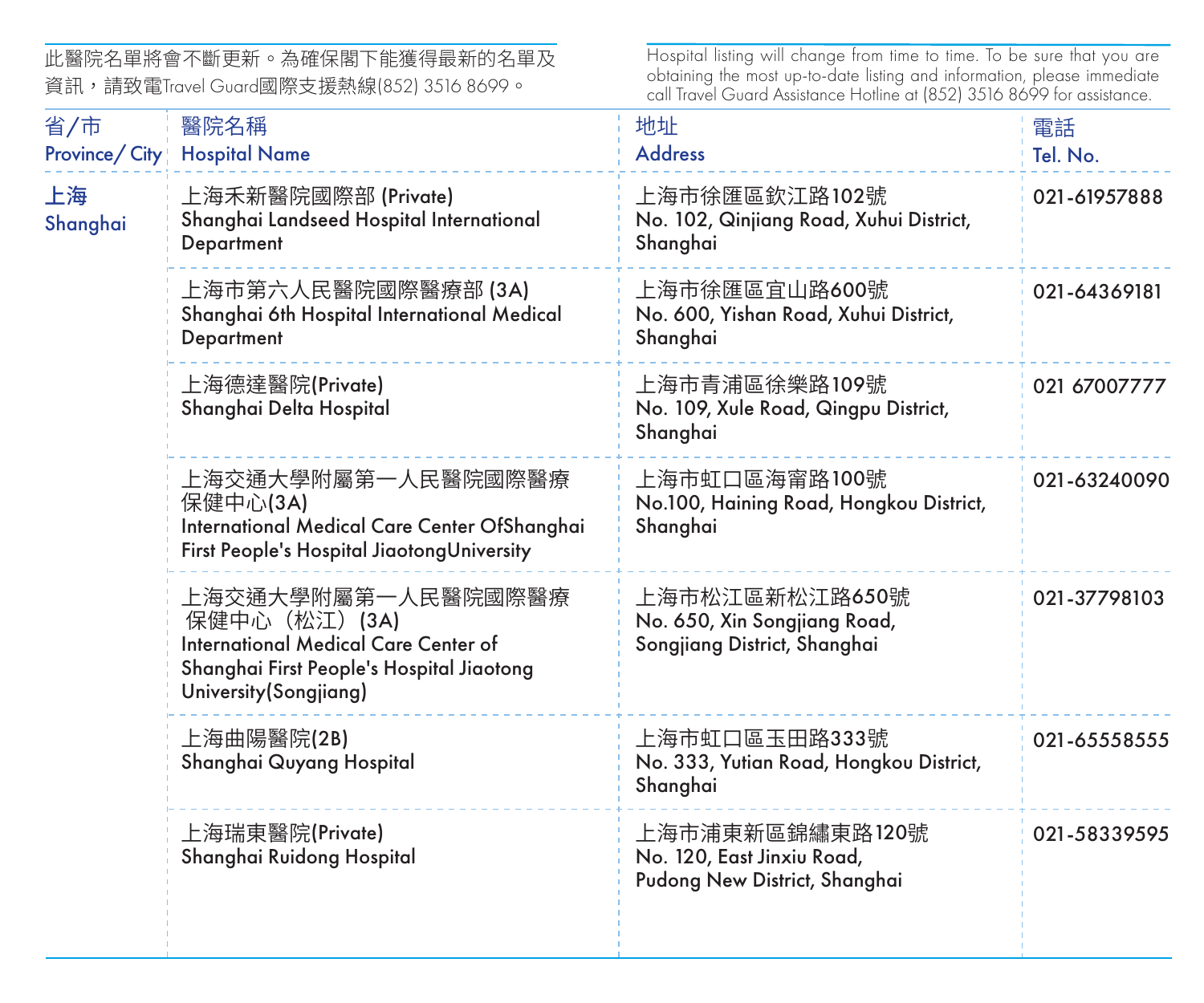此醫院名單將會不斷更新。為確保閣下能獲得最新的名單及資訊，請致電Travel Guard國際支援熱線(852) 3516 8699。

Hospital listing will change from time to time. To be sure that you are obtaining the most up-to-date listing and information, please immediate call Travel Guard Assistance Hotline at (852) 3516 8699 for assistance.

| 省/市 Province/ City | 醫院名稱 Hospital Name | 地址 Address | 電話 Tel. No. |
|---|---|---|---|
| 上海 Shanghai | 上海禾新醫院國際部 (Private) Shanghai Landseed Hospital International Department | 上海市徐匯區欽江路102號 No. 102, Qinjiang Road, Xuhui District, Shanghai | 021-61957888 |
| | 上海市第六人民醫院國際醫療部 (3A) Shanghai 6th Hospital International Medical Department | 上海市徐匯區宜山路600號 No. 600, Yishan Road, Xuhui District, Shanghai | 021-64369181 |
| | 上海德達醫院(Private) Shanghai Delta Hospital | 上海市青浦區徐樂路109號 No. 109, Xule Road, Qingpu District, Shanghai | 021 67007777 |
| | 上海交通大學附屬第一人民醫院國際醫療保健中心(3A) International Medical Care Center OfShanghai First People's Hospital JiaotongUniversity | 上海市虹口區海甯路100號 No.100, Haining Road, Hongkou District, Shanghai | 021-63240090 |
| | 上海交通大學附屬第一人民醫院國際醫療保健中心（松江）(3A) International Medical Care Center of Shanghai First People's Hospital Jiaotong University(Songjiang) | 上海市松江區新松江路650號 No. 650, Xin Songjiang Road, Songjiang District, Shanghai | 021-37798103 |
| | 上海曲陽醫院(2B) Shanghai Quyang Hospital | 上海市虹口區玉田路333號 No. 333, Yutian Road, Hongkou District, Shanghai | 021-65558555 |
| | 上海瑞東醫院(Private) Shanghai Ruidong Hospital | 上海市浦東新區錦繡東路120號 No. 120, East Jinxiu Road, Pudong New District, Shanghai | 021-58339595 |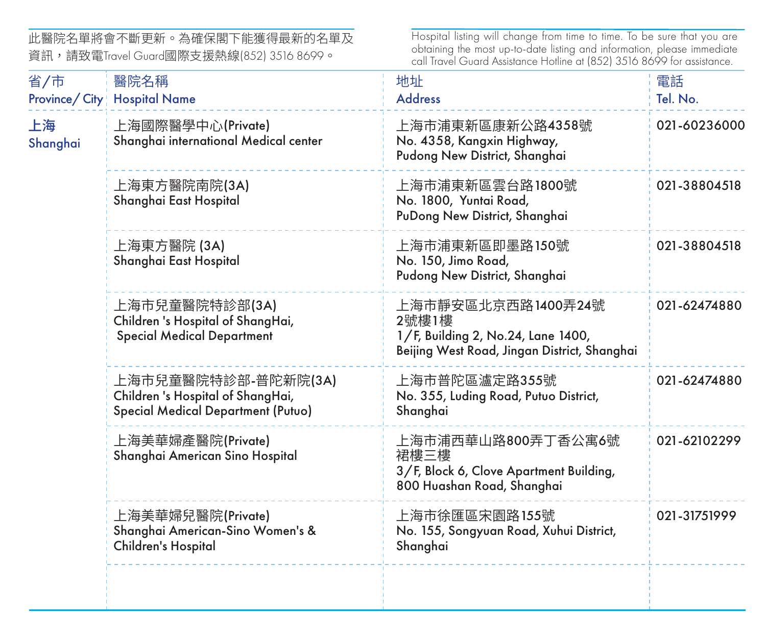此醫院名單將會不斷更新。為確保閣下能獲得最新的名單及資訊，請致電Travel Guard國際支援熱線(852) 3516 8699。

Hospital listing will change from time to time. To be sure that you are obtaining the most up-to-date listing and information, please immediate call Travel Guard Assistance Hotline at (852) 3516 8699 for assistance.

| 省/市 Province/ City | 醫院名稱 Hospital Name | 地址 Address | 電話 Tel. No. |
|---|---|---|---|
| 上海 Shanghai | 上海國際醫學中心(Private) Shanghai international Medical center | 上海市浦東新區康新公路4358號 No. 4358, Kangxin Highway, Pudong New District, Shanghai | 021-60236000 |
| | 上海東方醫院南院(3A) Shanghai East Hospital | 上海市浦東新區雲台路1800號 No. 1800, Yuntai Road, PuDong New District, Shanghai | 021-38804518 |
| | 上海東方醫院 (3A) Shanghai East Hospital | 上海市浦東新區即墨路150號 No. 150, Jimo Road, Pudong New District, Shanghai | 021-38804518 |
| | 上海市兒童醫院特診部(3A) Children 's Hospital of ShangHai, Special Medical Department | 上海市靜安區北京西路1400弄24號2號樓1樓 1/F, Building 2, No.24, Lane 1400, Beijing West Road, Jingan District, Shanghai | 021-62474880 |
| | 上海市兒童醫院特診部-普陀新院(3A) Children 's Hospital of ShangHai, Special Medical Department (Putuo) | 上海市普陀區瀘定路355號 No. 355, Luding Road, Putuo District, Shanghai | 021-62474880 |
| | 上海美華婦產醫院(Private) Shanghai American Sino Hospital | 上海市浦西華山路800弄丁香公寓6號裙樓三樓 3/F, Block 6, Clove Apartment Building, 800 Huashan Road, Shanghai | 021-62102299 |
| | 上海美華婦兒醫院(Private) Shanghai American-Sino Women's & Children's Hospital | 上海市徐匯區宋園路155號 No. 155, Songyuan Road, Xuhui District, Shanghai | 021-31751999 |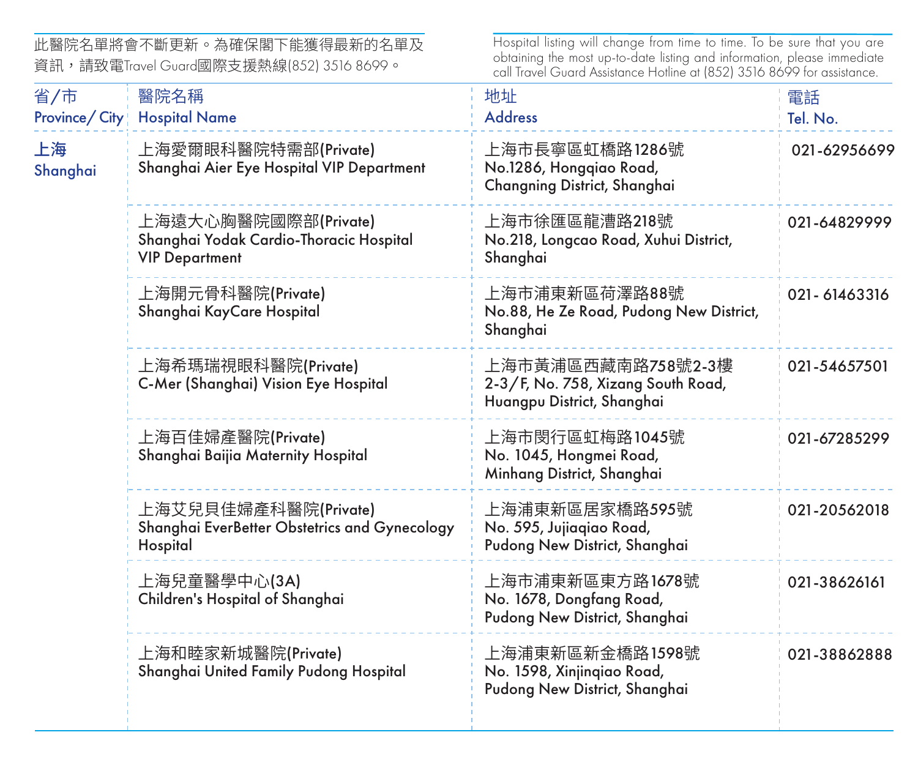此醫院名單將會不斷更新。為確保閣下能獲得最新的名單及資訊，請致電Travel Guard國際支援熱線(852) 3516 8699。

Hospital listing will change from time to time. To be sure that you are obtaining the most up-to-date listing and information, please immediate call Travel Guard Assistance Hotline at (852) 3516 8699 for assistance.

| 省/市 Province/ City | 醫院名稱 Hospital Name | 地址 Address | 電話 Tel. No. |
|---|---|---|---|
| 上海 Shanghai | 上海愛爾眼科醫院特需部(Private) Shanghai Aier Eye Hospital VIP Department | 上海市長寧區虹橋路1286號 No.1286, Hongqiao Road, Changning District, Shanghai | 021-62956699 |
| | 上海遠大心胸醫院國際部(Private) Shanghai Yodak Cardio-Thoracic Hospital VIP Department | 上海市徐匯區龍漕路218號 No.218, Longcao Road, Xuhui District, Shanghai | 021-64829999 |
| | 上海開元骨科醫院(Private) Shanghai KayCare Hospital | 上海市浦東新區荷澤路88號 No.88, He Ze Road, Pudong New District, Shanghai | 021- 61463316 |
| | 上海希瑪瑞視眼科醫院(Private) C-Mer (Shanghai) Vision Eye Hospital | 上海市黃浦區西藏南路758號2-3樓 2-3/F, No. 758, Xizang South Road, Huangpu District, Shanghai | 021-54657501 |
| | 上海百佳婦產醫院(Private) Shanghai Baijia Maternity Hospital | 上海市閔行區虹梅路1045號 No. 1045, Hongmei Road, Minhang District, Shanghai | 021-67285299 |
| | 上海艾兒貝佳婦產科醫院(Private) Shanghai EverBetter Obstetrics and Gynecology Hospital | 上海浦東新區居家橋路595號 No. 595, Jujiaqiao Road, Pudong New District, Shanghai | 021-20562018 |
| | 上海兒童醫學中心(3A) Children's Hospital of Shanghai | 上海市浦東新區東方路1678號 No. 1678, Dongfang Road, Pudong New District, Shanghai | 021-38626161 |
| | 上海和睦家新城醫院(Private) Shanghai United Family Pudong Hospital | 上海浦東新區新金橋路1598號 No. 1598, Xinjinqiao Road, Pudong New District, Shanghai | 021-38862888 |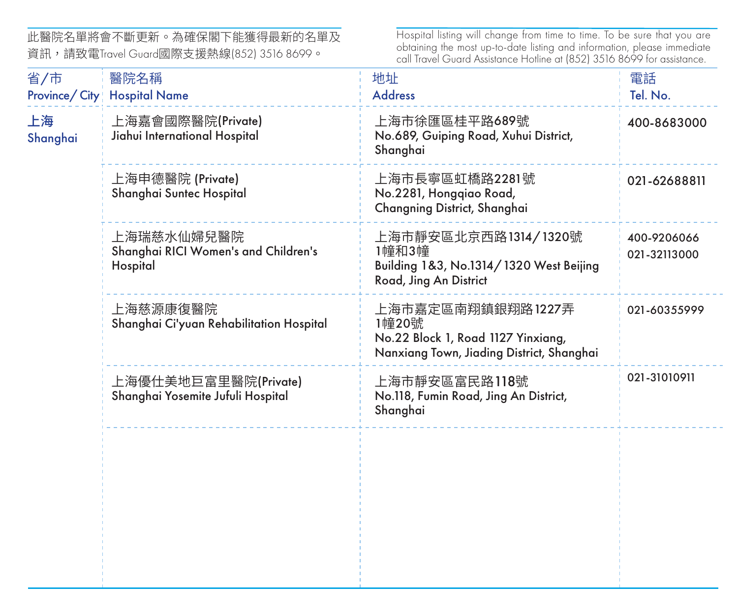此醫院名單將會不斷更新。為確保閣下能獲得最新的名單及資訊，請致電Travel Guard國際支援熱線(852) 3516 8699。

Hospital listing will change from time to time. To be sure that you are obtaining the most up-to-date listing and information, please immediate call Travel Guard Assistance Hotline at (852) 3516 8699 for assistance.

| 省/市 Province/ City | 醫院名稱 Hospital Name | 地址 Address | 電話 Tel. No. |
|---|---|---|---|
| 上海 Shanghai | 上海嘉會國際醫院(Private) Jiahui International Hospital | 上海市徐匯區桂平路689號 No.689, Guiping Road, Xuhui District, Shanghai | 400-8683000 |
| | 上海申德醫院 (Private) Shanghai Suntec Hospital | 上海市長寧區虹橋路2281號 No.2281, Hongqiao Road, Changning District, Shanghai | 021-62688811 |
| | 上海瑞慈水仙婦兒醫院 Shanghai RICI Women's and Children's Hospital | 上海市靜安區北京西路1314/1320號1幢和3幢 Building 1&3, No.1314/1320 West Beijing Road, Jing An District | 400-9206066<br>021-32113000 |
| | 上海慈源康復醫院 Shanghai Ci'yuan Rehabilitation Hospital | 上海市嘉定區南翔鎮銀翔路1227弄1幢20號 No.22 Block 1, Road 1127 Yinxiang, Nanxiang Town, Jiading District, Shanghai | 021-60355999 |
| | 上海優仕美地巨富里醫院(Private) Shanghai Yosemite Jufuli Hospital | 上海市靜安區富民路118號 No.118, Fumin Road, Jing An District, Shanghai | 021-31010911 |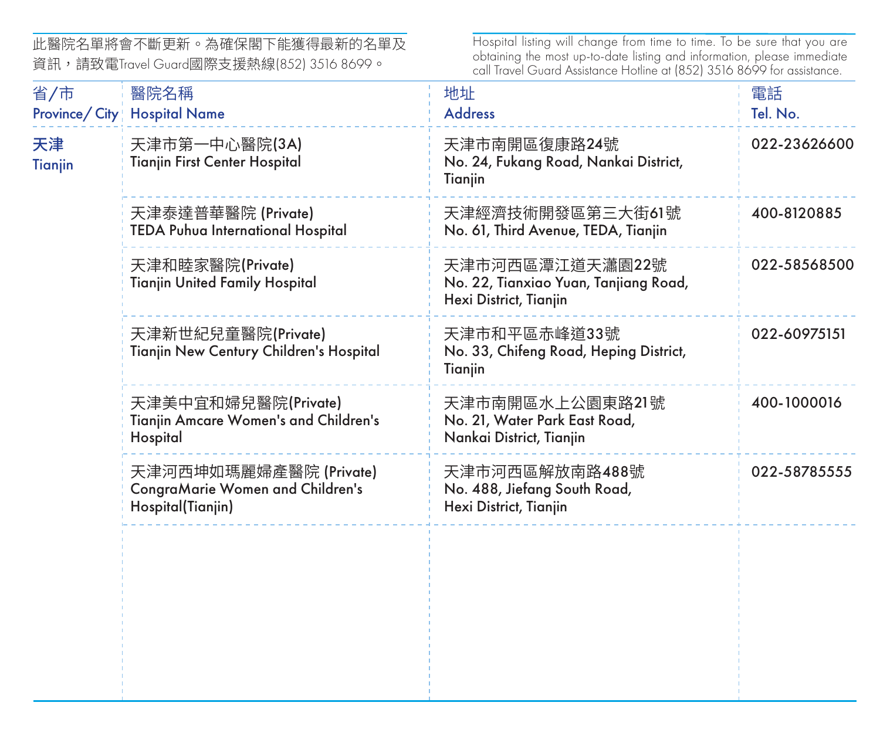此醫院名單將會不斷更新。為確保閣下能獲得最新的名單及資訊，請致電Travel Guard國際支援熱線(852) 3516 8699。

Hospital listing will change from time to time. To be sure that you are obtaining the most up-to-date listing and information, please immediate call Travel Guard Assistance Hotline at (852) 3516 8699 for assistance.

| 省/市<br>Province/ City | 醫院名稱<br>Hospital Name | 地址<br>Address | 電話<br>Tel. No. |
|---|---|---|---|
| 天津<br>Tianjin | 天津市第一中心醫院(3A)<br>Tianjin First Center Hospital | 天津市南開區復康路24號<br>No. 24, Fukang Road, Nankai District, Tianjin | 022-23626600 |
| | 天津泰達普華醫院 (Private)<br>TEDA Puhua International Hospital | 天津經濟技術開發區第三大街61號<br>No. 61, Third Avenue, TEDA, Tianjin | 400-8120885 |
| | 天津和睦家醫院(Private)<br>Tianjin United Family Hospital | 天津市河西區潭江道天瀟園22號<br>No. 22, Tianxiao Yuan, Tanjiang Road, Hexi District, Tianjin | 022-58568500 |
| | 天津新世紀兒童醫院(Private)<br>Tianjin New Century Children's Hospital | 天津市和平區赤峰道33號<br>No. 33, Chifeng Road, Heping District, Tianjin | 022-60975151 |
| | 天津美中宜和婦兒醫院(Private)<br>Tianjin Amcare Women's and Children's Hospital | 天津市南開區水上公園東路21號<br>No. 21, Water Park East Road, Nankai District, Tianjin | 400-1000016 |
| | 天津河西坤如瑪麗婦產醫院 (Private)<br>CongraMarie Women and Children's Hospital(Tianjin) | 天津市河西區解放南路488號<br>No. 488, Jiefang South Road, Hexi District, Tianjin | 022-58785555 |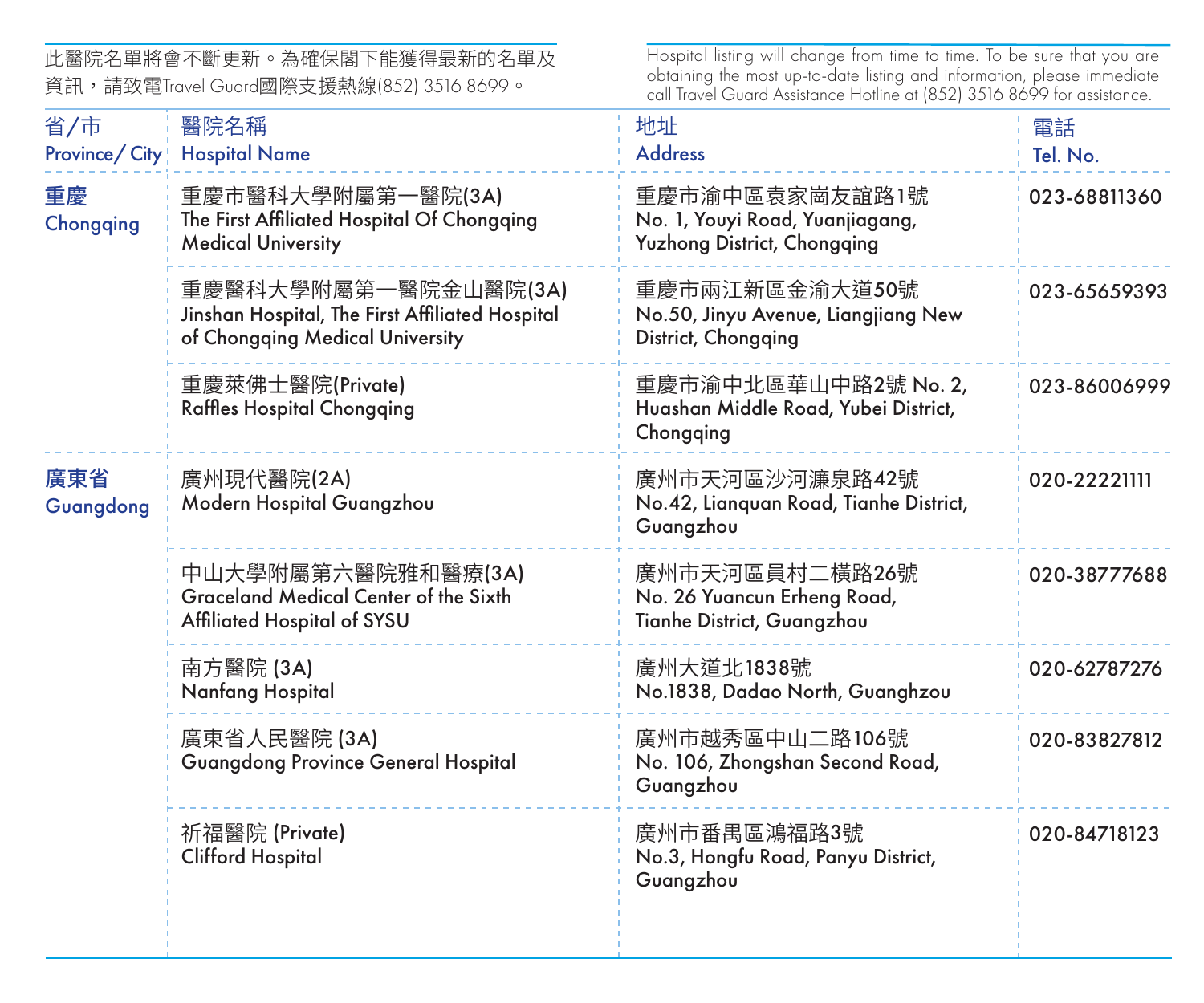此醫院名單將會不斷更新。為確保閣下能獲得最新的名單及資訊，請致電Travel Guard國際支援熱線(852) 3516 8699。

Hospital listing will change from time to time. To be sure that you are obtaining the most up-to-date listing and information, please immediate call Travel Guard Assistance Hotline at (852) 3516 8699 for assistance.

| 省/市<br>Province/ City | 醫院名稱<br>Hospital Name | 地址<br>Address | 電話<br>Tel. No. |
| --- | --- | --- | --- |
| 重慶<br>Chongqing | 重慶市醫科大學附屬第一醫院(3A)<br>The First Affiliated Hospital Of Chongqing Medical University | 重慶市渝中區袁家崗友誼路1號<br>No. 1, Youyi Road, Yuanjiagang, Yuzhong District, Chongqing | 023-68811360 |
| | 重慶醫科大學附屬第一醫院金山醫院(3A)<br>Jinshan Hospital, The First Affiliated Hospital of Chongqing Medical University | 重慶市兩江新區金渝大道50號<br>No.50, Jinyu Avenue, Liangjiang New District, Chongqing | 023-65659393 |
| | 重慶萊佛士醫院(Private)<br>Raffles Hospital Chongqing | 重慶市渝中北區華山中路2號 No. 2, Huashan Middle Road, Yubei District, Chongqing | 023-86006999 |
| 廣東省<br>Guangdong | 廣州現代醫院(2A)<br>Modern Hospital Guangzhou | 廣州市天河區沙河濂泉路42號<br>No.42, Lianquan Road, Tianhe District, Guangzhou | 020-22221111 |
| | 中山大學附屬第六醫院雅和醫療(3A)<br>Graceland Medical Center of the Sixth Affiliated Hospital of SYSU | 廣州市天河區員村二橫路26號<br>No. 26 Yuancun Erheng Road, Tianhe District, Guangzhou | 020-38777688 |
| | 南方醫院 (3A)<br>Nanfang Hospital | 廣州大道北1838號<br>No.1838, Dadao North, Guanghzou | 020-62787276 |
| | 廣東省人民醫院 (3A)<br>Guangdong Province General Hospital | 廣州市越秀區中山二路106號<br>No. 106, Zhongshan Second Road, Guangzhou | 020-83827812 |
| | 祈福醫院 (Private)<br>Clifford Hospital | 廣州市番禺區鴻福路3號<br>No.3, Hongfu Road, Panyu District, Guangzhou | 020-84718123 |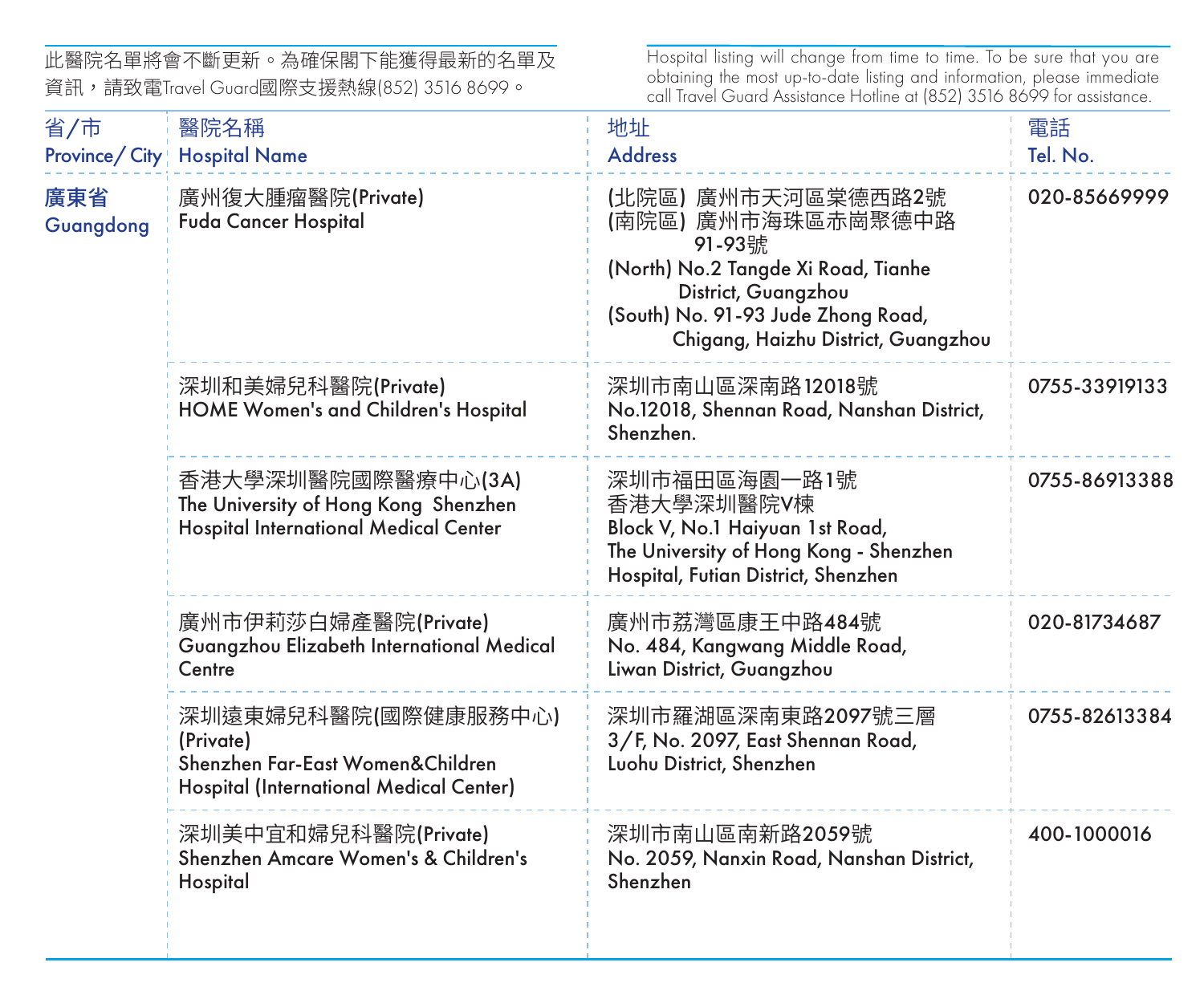此醫院名單將會不斷更新。為確保閣下能獲得最新的名單及資訊，請致電Travel Guard國際支援熱線(852) 3516 8699。

Hospital listing will change from time to time. To be sure that you are obtaining the most up-to-date listing and information, please immediate call Travel Guard Assistance Hotline at (852) 3516 8699 for assistance.

| 省/市 Province/ City | 醫院名稱 Hospital Name | 地址 Address | 電話 Tel. No. |
|---|---|---|---|
| 廣東省 Guangdong | 廣州復大腫瘤醫院(Private)<br>Fuda Cancer Hospital | (北院區) 廣州市天河區棠德西路2號<br>(南院區) 廣州市海珠區赤崗聚德中路91-93號<br>(North) No.2 Tangde Xi Road, Tianhe District, Guangzhou<br>(South) No. 91-93 Jude Zhong Road, Chigang, Haizhu District, Guangzhou | 020-85669999 |
| | 深圳和美婦兒科醫院(Private)<br>HOME Women's and Children's Hospital | 深圳市南山區深南路12018號<br>No.12018, Shennan Road, Nanshan District, Shenzhen. | 0755-33919133 |
| | 香港大學深圳醫院國際醫療中心(3A)<br>The University of Hong Kong Shenzhen Hospital International Medical Center | 深圳市福田區海園一路1號<br>香港大學深圳醫院V棟<br>Block V, No.1 Haiyuan 1st Road, The University of Hong Kong - Shenzhen Hospital, Futian District, Shenzhen | 0755-86913388 |
| | 廣州市伊莉莎白婦產醫院(Private)<br>Guangzhou Elizabeth International Medical Centre | 廣州市荔灣區康王中路484號<br>No. 484, Kangwang Middle Road, Liwan District, Guangzhou | 020-81734687 |
| | 深圳遠東婦兒科醫院(國際健康服務中心)(Private)<br>Shenzhen Far-East Women&Children Hospital (International Medical Center) | 深圳市羅湖區深南東路2097號三層<br>3/F, No. 2097, East Shennan Road, Luohu District, Shenzhen | 0755-82613384 |
| | 深圳美中宜和婦兒科醫院(Private)<br>Shenzhen Amcare Women's & Children's Hospital | 深圳市南山區南新路2059號<br>No. 2059, Nanxin Road, Nanshan District, Shenzhen | 400-1000016 |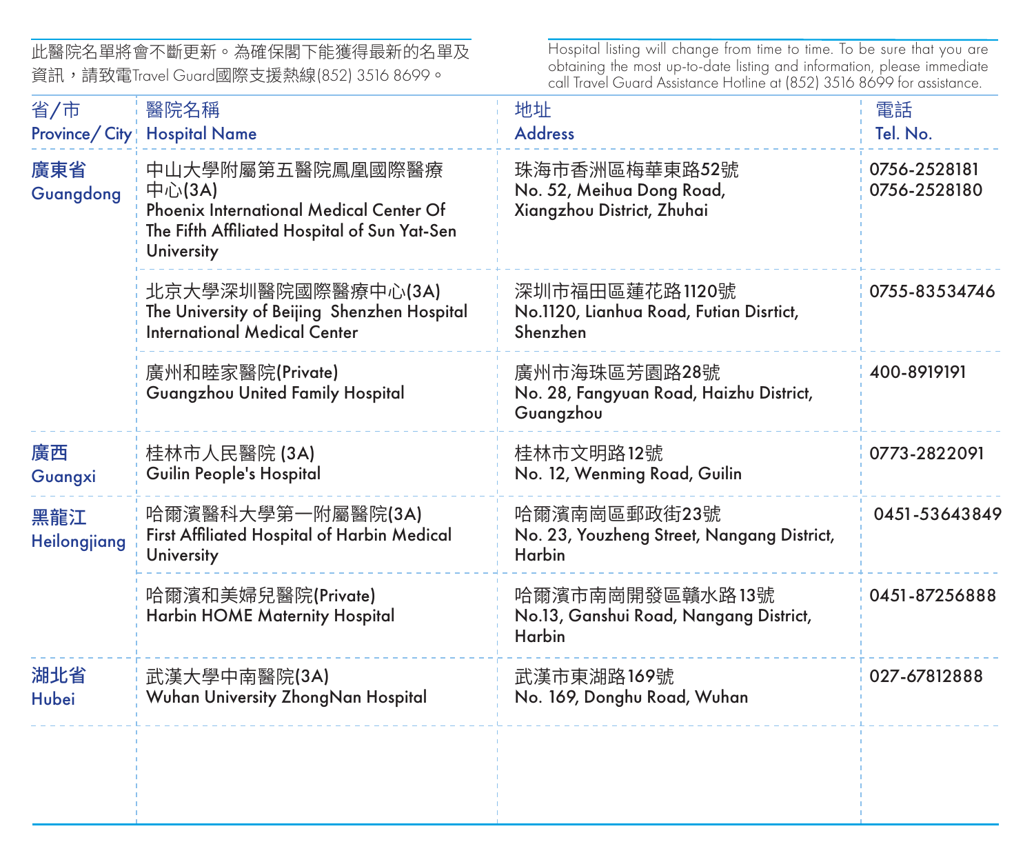此醫院名單將會不斷更新。為確保閣下能獲得最新的名單及資訊，請致電Travel Guard國際支援熱線(852) 3516 8699。

Hospital listing will change from time to time. To be sure that you are obtaining the most up-to-date listing and information, please immediate call Travel Guard Assistance Hotline at (852) 3516 8699 for assistance.

| 省/市<br>Province/ City | 醫院名稱<br>Hospital Name | 地址<br>Address | 電話<br>Tel. No. |
|---|---|---|---|
| 廣東省<br>Guangdong | 中山大學附屬第五醫院鳳凰國際醫療中心(3A)<br>Phoenix International Medical Center Of The Fifth Affiliated Hospital of Sun Yat-Sen University | 珠海市香洲區梅華東路52號<br>No. 52, Meihua Dong Road, Xiangzhou District, Zhuhai | 0756-2528181<br>0756-2528180 |
| | 北京大學深圳醫院國際醫療中心(3A)<br>The University of Beijing Shenzhen Hospital International Medical Center | 深圳市福田區蓮花路1120號<br>No.1120, Lianhua Road, Futian Disrtict, Shenzhen | 0755-83534746 |
| | 廣州和睦家醫院(Private)<br>Guangzhou United Family Hospital | 廣州市海珠區芳園路28號<br>No. 28, Fangyuan Road, Haizhu District, Guangzhou | 400-8919191 |
| 廣西<br>Guangxi | 桂林市人民醫院 (3A)<br>Guilin People's Hospital | 桂林市文明路12號<br>No. 12, Wenming Road, Guilin | 0773-2822091 |
| 黑龍江<br>Heilongjiang | 哈爾濱醫科大學第一附屬醫院(3A)<br>First Affiliated Hospital of Harbin Medical University | 哈爾濱南崗區郵政街23號<br>No. 23, Youzheng Street, Nangang District, Harbin | 0451-53643849 |
| | 哈爾濱和美婦兒醫院(Private)<br>Harbin HOME Maternity Hospital | 哈爾濱市南崗開發區贛水路13號<br>No.13, Ganshui Road, Nangang District, Harbin | 0451-87256888 |
| 湖北省<br>Hubei | 武漢大學中南醫院(3A)<br>Wuhan University ZhongNan Hospital | 武漢市東湖路169號<br>No. 169, Donghu Road, Wuhan | 027-67812888 |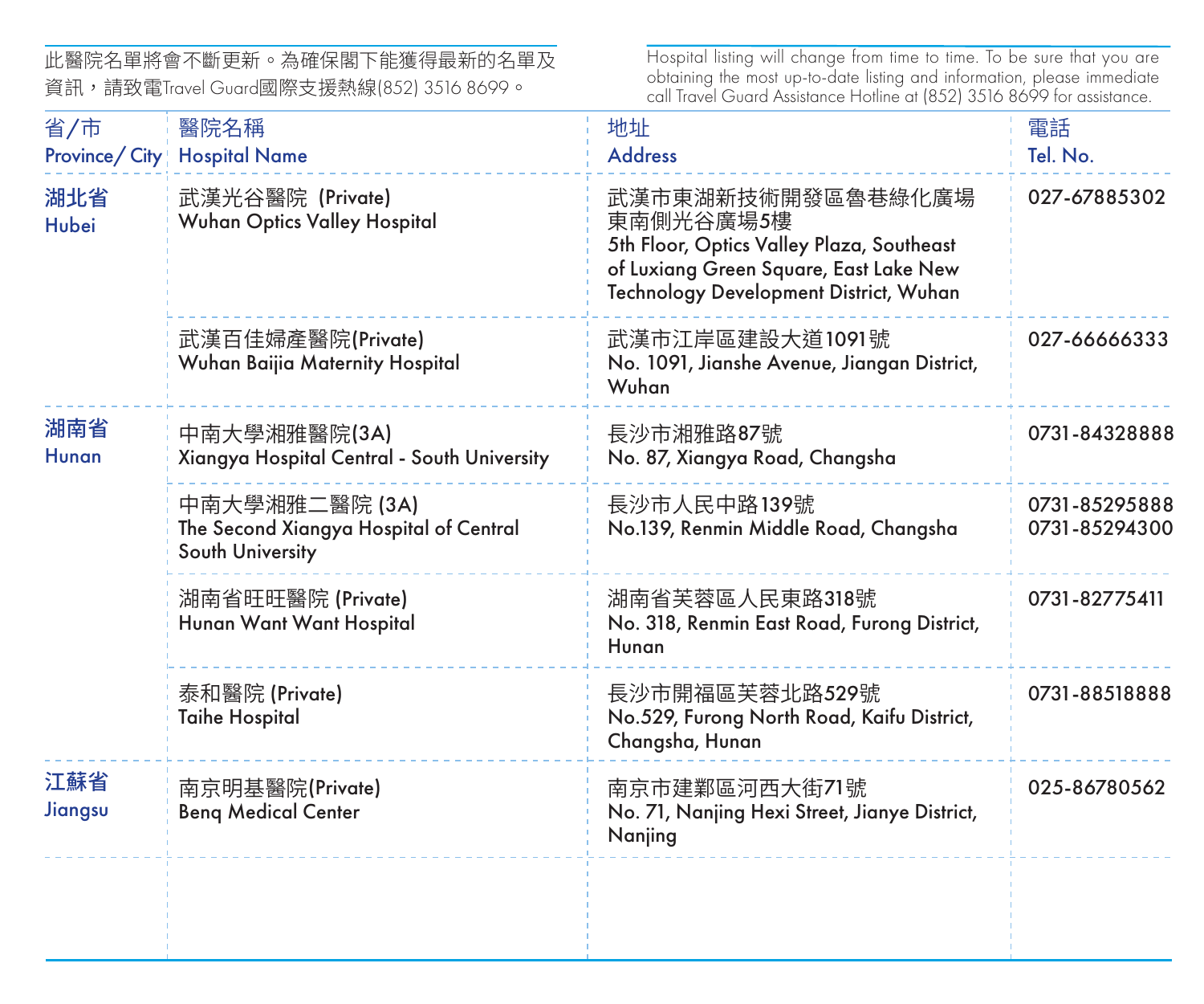此醫院名單將會不斷更新。為確保閣下能獲得最新的名單及資訊，請致電Travel Guard國際支援熱線(852) 3516 8699。

Hospital listing will change from time to time. To be sure that you are obtaining the most up-to-date listing and information, please immediate call Travel Guard Assistance Hotline at (852) 3516 8699 for assistance.

| 省/市 Province/ City | 醫院名稱 Hospital Name | 地址 Address | 電話 Tel. No. |
|---|---|---|---|
| 湖北省 Hubei | 武漢光谷醫院 (Private) Wuhan Optics Valley Hospital | 武漢市東湖新技術開發區魯巷綠化廣場東南側光谷廣場5樓 5th Floor, Optics Valley Plaza, Southeast of Luxiang Green Square, East Lake New Technology Development District, Wuhan | 027-67885302 |
| | 武漢百佳婦產醫院(Private) Wuhan Baijia Maternity Hospital | 武漢市江岸區建設大道1091號 No. 1091, Jianshe Avenue, Jiangan District, Wuhan | 027-66666333 |
| 湖南省 Hunan | 中南大學湘雅醫院(3A) Xiangya Hospital Central - South University | 長沙市湘雅路87號 No. 87, Xiangya Road, Changsha | 0731-84328888 |
| | 中南大學湘雅二醫院 (3A) The Second Xiangya Hospital of Central South University | 長沙市人民中路139號 No.139, Renmin Middle Road, Changsha | 0731-85295888 0731-85294300 |
| | 湖南省旺旺醫院 (Private) Hunan Want Want Hospital | 湖南省芙蓉區人民東路318號 No. 318, Renmin East Road, Furong District, Hunan | 0731-82775411 |
| | 泰和醫院 (Private) Taihe Hospital | 長沙市開福區芙蓉北路529號 No.529, Furong North Road, Kaifu District, Changsha, Hunan | 0731-88518888 |
| 江蘇省 Jiangsu | 南京明基醫院(Private) Benq Medical Center | 南京市建鄴區河西大街71號 No. 71, Nanjing Hexi Street, Jianye District, Nanjing | 025-86780562 |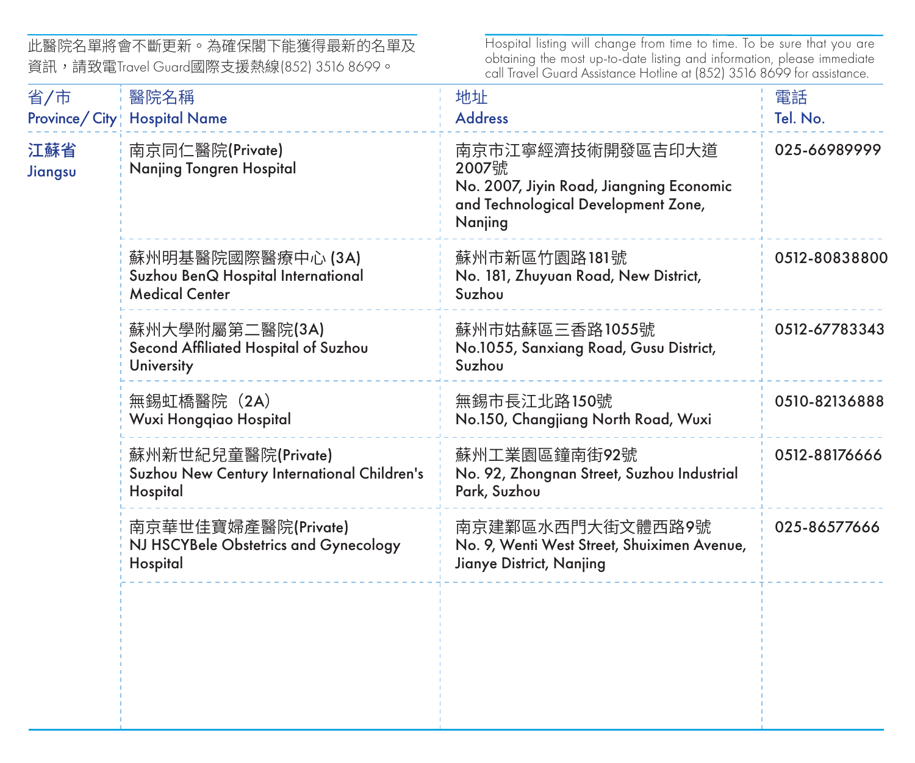此醫院名單將會不斷更新。為確保閣下能獲得最新的名單及資訊，請致電Travel Guard國際支援熱線(852) 3516 8699。

Hospital listing will change from time to time. To be sure that you are obtaining the most up-to-date listing and information, please immediate call Travel Guard Assistance Hotline at (852) 3516 8699 for assistance.

| 省/市 Province/ City | 醫院名稱 Hospital Name | 地址 Address | 電話 Tel. No. |
|---|---|---|---|
| 江蘇省 Jiangsu | 南京同仁醫院(Private) Nanjing Tongren Hospital | 南京市江寧經濟技術開發區吉印大道2007號 No. 2007, Jiyin Road, Jiangning Economic and Technological Development Zone, Nanjing | 025-66989999 |
| | 蘇州明基醫院國際醫療中心 (3A) Suzhou BenQ Hospital International Medical Center | 蘇州市新區竹園路181號 No. 181, Zhuyuan Road, New District, Suzhou | 0512-80838800 |
| | 蘇州大學附屬第二醫院(3A) Second Affiliated Hospital of Suzhou University | 蘇州市姑蘇區三香路1055號 No.1055, Sanxiang Road, Gusu District, Suzhou | 0512-67783343 |
| | 無錫虹橋醫院（2A） Wuxi Hongqiao Hospital | 無錫市長江北路150號 No.150, Changjiang North Road, Wuxi | 0510-82136888 |
| | 蘇州新世紀兒童醫院(Private) Suzhou New Century International Children's Hospital | 蘇州工業園區鐘南街92號 No. 92, Zhongnan Street, Suzhou Industrial Park, Suzhou | 0512-88176666 |
| | 南京華世佳寶婦產醫院(Private) NJ HSCYBele Obstetrics and Gynecology Hospital | 南京建鄴區水西門大街文體西路9號 No. 9, Wenti West Street, Shuiximen Avenue, Jianye District, Nanjing | 025-86577666 |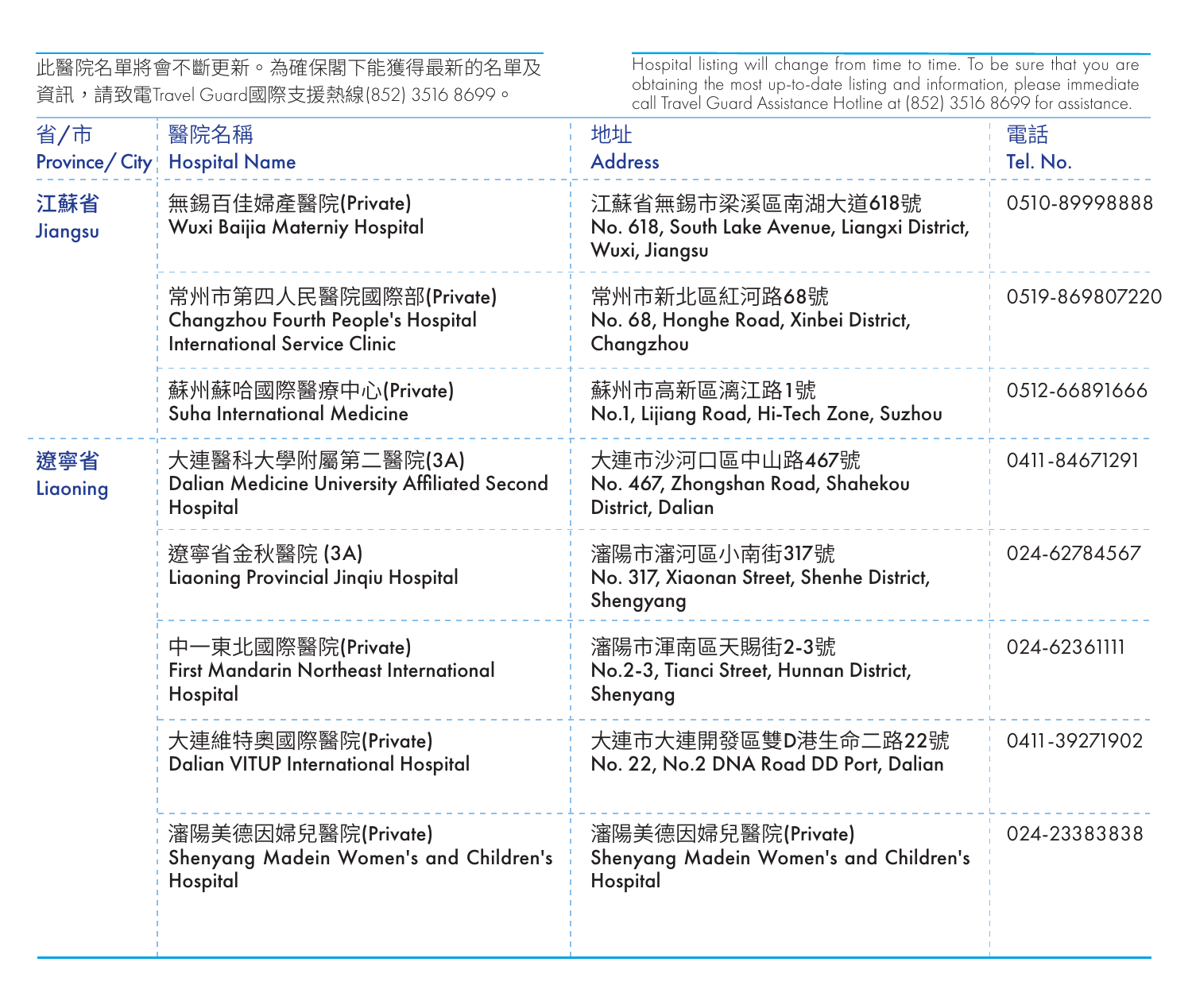此醫院名單將會不斷更新。為確保閣下能獲得最新的名單及資訊，請致電Travel Guard國際支援熱線(852) 3516 8699。

Hospital listing will change from time to time. To be sure that you are obtaining the most up-to-date listing and information, please immediate call Travel Guard Assistance Hotline at (852) 3516 8699 for assistance.

| 省/市<br>Province/ City | 醫院名稱<br>Hospital Name | 地址<br>Address | 電話<br>Tel. No. |
|---|---|---|---|
| 江蘇省<br>Jiangsu | 無錫百佳婦產醫院(Private)<br>Wuxi Baijia Materniy Hospital | 江蘇省無錫市梁溪區南湖大道618號<br>No. 618, South Lake Avenue, Liangxi District, Wuxi, Jiangsu | 0510-89998888 |
| | 常州市第四人民醫院國際部(Private)<br>Changzhou Fourth People's Hospital International Service Clinic | 常州市新北區紅河路68號<br>No. 68, Honghe Road, Xinbei District, Changzhou | 0519-869807220 |
| | 蘇州蘇哈國際醫療中心(Private)<br>Suha International Medicine | 蘇州市高新區漓江路1號<br>No.1, Lijiang Road, Hi-Tech Zone, Suzhou | 0512-66891666 |
| 遼寧省<br>Liaoning | 大連醫科大學附屬第二醫院(3A)<br>Dalian Medicine University Affiliated Second Hospital | 大連市沙河口區中山路467號<br>No. 467, Zhongshan Road, Shahekou District, Dalian | 0411-84671291 |
| | 遼寧省金秋醫院 (3A)<br>Liaoning Provincial Jinqiu Hospital | 瀋陽市瀋河區小南街317號<br>No. 317, Xiaonan Street, Shenhe District, Shengyang | 024-62784567 |
| | 中一東北國際醫院(Private)<br>First Mandarin Northeast International Hospital | 瀋陽市渾南區天賜街2-3號<br>No.2-3, Tianci Street, Hunnan District, Shenyang | 024-62361111 |
| | 大連維特奧國際醫院(Private)<br>Dalian VITUP International Hospital | 大連市大連開發區雙D港生命二路22號<br>No. 22, No.2 DNA Road DD Port, Dalian | 0411-39271902 |
| | 瀋陽美德因婦兒醫院(Private)<br>Shenyang Madein Women's and Children's Hospital | 瀋陽美德因婦兒醫院(Private)<br>Shenyang Madein Women's and Children's Hospital | 024-23383838 |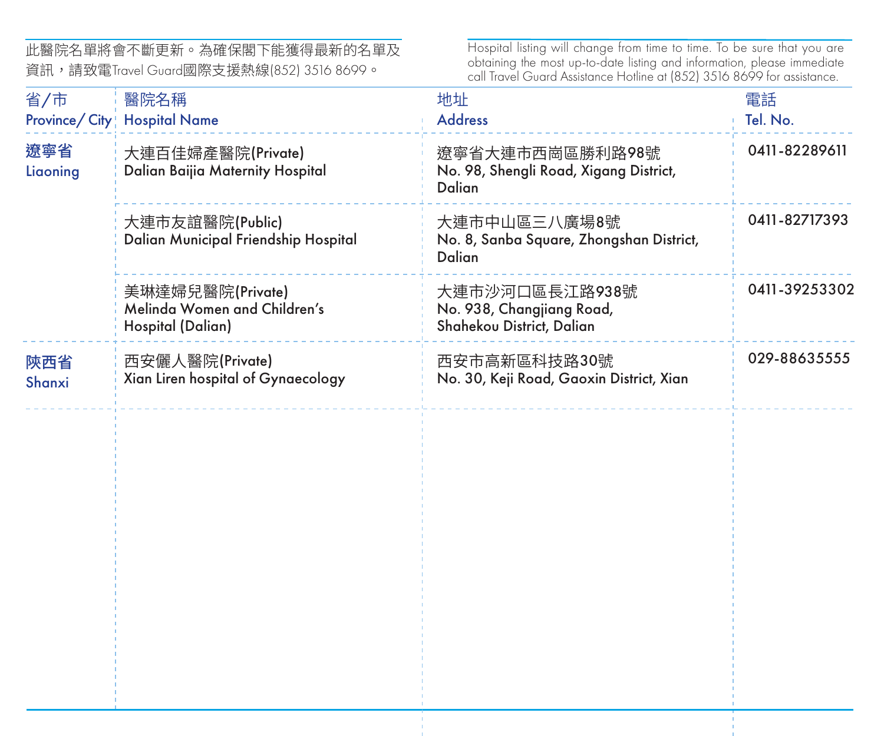此醫院名單將會不斷更新。為確保閣下能獲得最新的名單及資訊，請致電Travel Guard國際支援熱線(852) 3516 8699。

Hospital listing will change from time to time. To be sure that you are obtaining the most up-to-date listing and information, please immediate call Travel Guard Assistance Hotline at (852) 3516 8699 for assistance.

| 省/市 Province/ City | 醫院名稱 Hospital Name | 地址 Address | 電話 Tel. No. |
|---|---|---|---|
| 遼寧省 Liaoning | 大連百佳婦產醫院(Private) Dalian Baijia Maternity Hospital | 遼寧省大連市西崗區勝利路98號 No. 98, Shengli Road, Xigang District, Dalian | 0411-82289611 |
| | 大連市友誼醫院(Public) Dalian Municipal Friendship Hospital | 大連市中山區三八廣場8號 No. 8, Sanba Square, Zhongshan District, Dalian | 0411-82717393 |
| | 美琳達婦兒醫院(Private) Melinda Women and Children's Hospital (Dalian) | 大連市沙河口區長江路938號 No. 938, Changjiang Road, Shahekou District, Dalian | 0411-39253302 |
| 陝西省 Shanxi | 西安儷人醫院(Private) Xian Liren hospital of Gynaecology | 西安市高新區科技路30號 No. 30, Keji Road, Gaoxin District, Xian | 029-88635555 |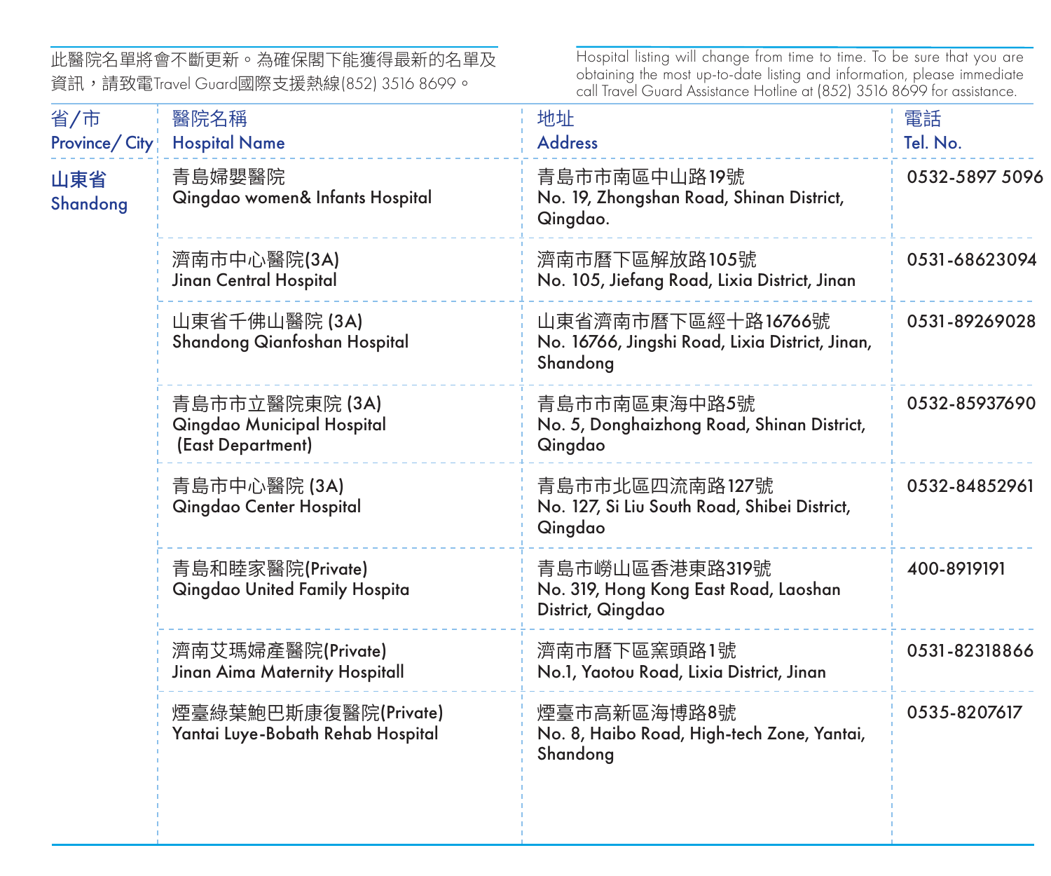此醫院名單將會不斷更新。為確保閣下能獲得最新的名單及資訊，請致電Travel Guard國際支援熱線(852) 3516 8699。

Hospital listing will change from time to time. To be sure that you are obtaining the most up-to-date listing and information, please immediate call Travel Guard Assistance Hotline at (852) 3516 8699 for assistance.

| 省/市<br>Province/ City | 醫院名稱<br>Hospital Name | 地址<br>Address | 電話<br>Tel. No. |
|---|---|---|---|
| 山東省<br>Shandong | 青島婦嬰醫院<br>Qingdao women& Infants Hospital | 青島市市南區中山路19號<br>No. 19, Zhongshan Road, Shinan District, Qingdao. | 0532-5897 5096 |
| | 濟南市中心醫院(3A)<br>Jinan Central Hospital | 濟南市曆下區解放路105號<br>No. 105, Jiefang Road, Lixia District, Jinan | 0531-68623094 |
| | 山東省千佛山醫院 (3A)<br>Shandong Qianfoshan Hospital | 山東省濟南市曆下區經十路16766號<br>No. 16766, Jingshi Road, Lixia District, Jinan, Shandong | 0531-89269028 |
| | 青島市市立醫院東院 (3A)<br>Qingdao Municipal Hospital (East Department) | 青島市市南區東海中路5號<br>No. 5, Donghaizhong Road, Shinan District, Qingdao | 0532-85937690 |
| | 青島市中心醫院 (3A)<br>Qingdao Center Hospital | 青島市市北區四流南路127號<br>No. 127, Si Liu South Road, Shibei District, Qingdao | 0532-84852961 |
| | 青島和睦家醫院(Private)<br>Qingdao United Family Hospita | 青島市嶗山區香港東路319號<br>No. 319, Hong Kong East Road, Laoshan District, Qingdao | 400-8919191 |
| | 濟南艾瑪婦產醫院(Private)<br>Jinan Aima Maternity Hospitall | 濟南市曆下區窯頭路1號<br>No.1, Yaotou Road, Lixia District, Jinan | 0531-82318866 |
| | 煙臺綠葉鮑巴斯康復醫院(Private)<br>Yantai Luye-Bobath Rehab Hospital | 煙臺市高新區海博路8號<br>No. 8, Haibo Road, High-tech Zone, Yantai, Shandong | 0535-8207617 |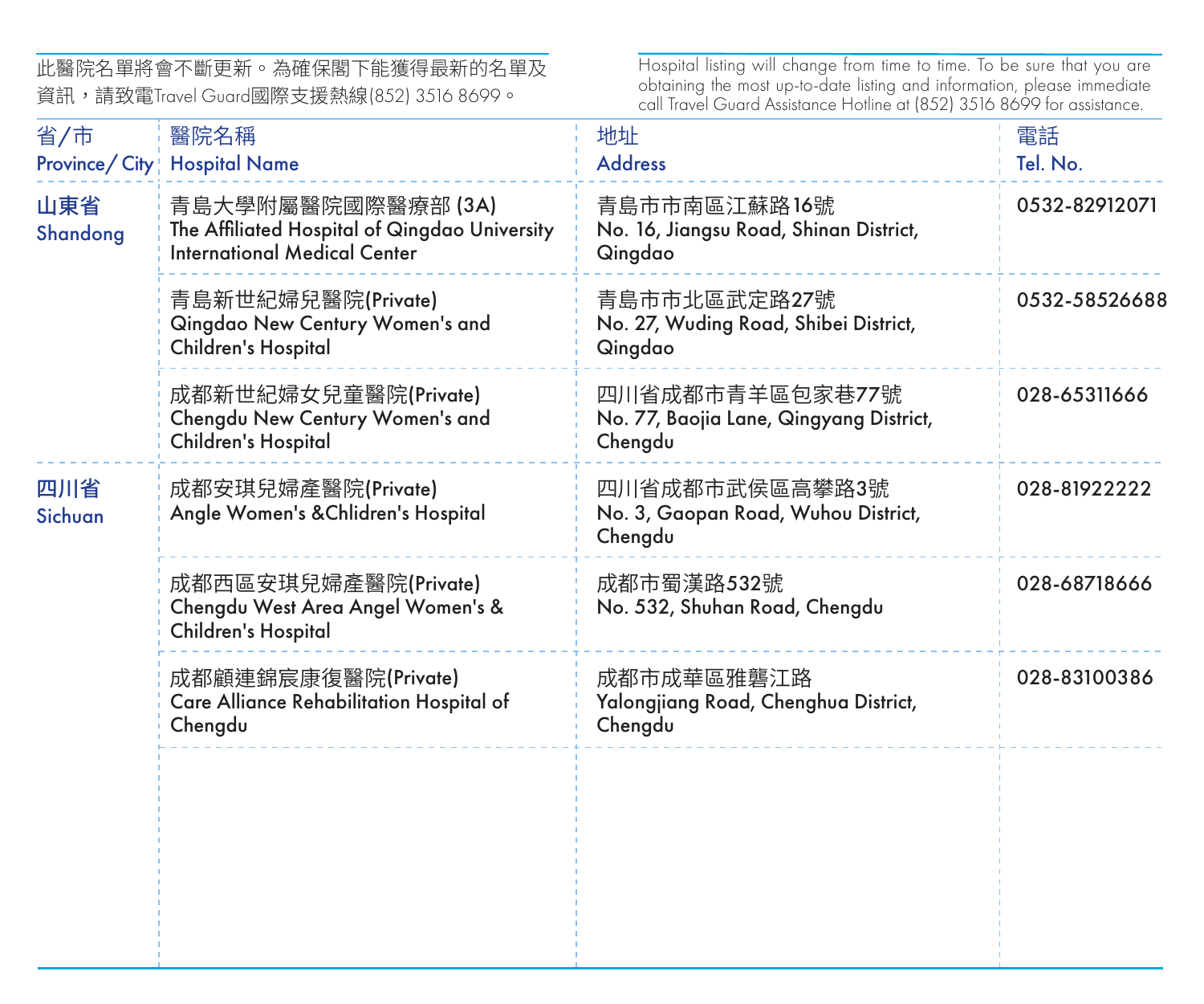此醫院名單將會不斷更新。為確保閣下能獲得最新的名單及資訊，請致電Travel Guard國際支援熱線(852) 3516 8699。

Hospital listing will change from time to time. To be sure that you are obtaining the most up-to-date listing and information, please immediate call Travel Guard Assistance Hotline at (852) 3516 8699 for assistance.

| 省/市 Province/ City | 醫院名稱 Hospital Name | 地址 Address | 電話 Tel. No. |
|---|---|---|---|
| 山東省 Shandong | 青島大學附屬醫院國際醫療部 (3A) The Affiliated Hospital of Qingdao University International Medical Center | 青島市市南區江蘇路16號 No. 16, Jiangsu Road, Shinan District, Qingdao | 0532-82912071 |
| | 青島新世紀婦兒醫院(Private) Qingdao New Century Women's and Children's Hospital | 青島市市北區武定路27號 No. 27, Wuding Road, Shibei District, Qingdao | 0532-58526688 |
| | 成都新世紀婦女兒童醫院(Private) Chengdu New Century Women's and Children's Hospital | 四川省成都市青羊區包家巷77號 No. 77, Baojia Lane, Qingyang District, Chengdu | 028-65311666 |
| 四川省 Sichuan | 成都安琪兒婦產醫院(Private) Angle Women's &Chlidren's Hospital | 四川省成都市武侯區高攀路3號 No. 3, Gaopan Road, Wuhou District, Chengdu | 028-81922222 |
| | 成都西區安琪兒婦產醫院(Private) Chengdu West Area Angel Women's & Children's Hospital | 成都市蜀漢路532號 No. 532, Shuhan Road, Chengdu | 028-68718666 |
| | 成都顧連錦宸康復醫院(Private) Care Alliance Rehabilitation Hospital of Chengdu | 成都市成華區雅礱江路 Yalongjiang Road, Chenghua District, Chengdu | 028-83100386 |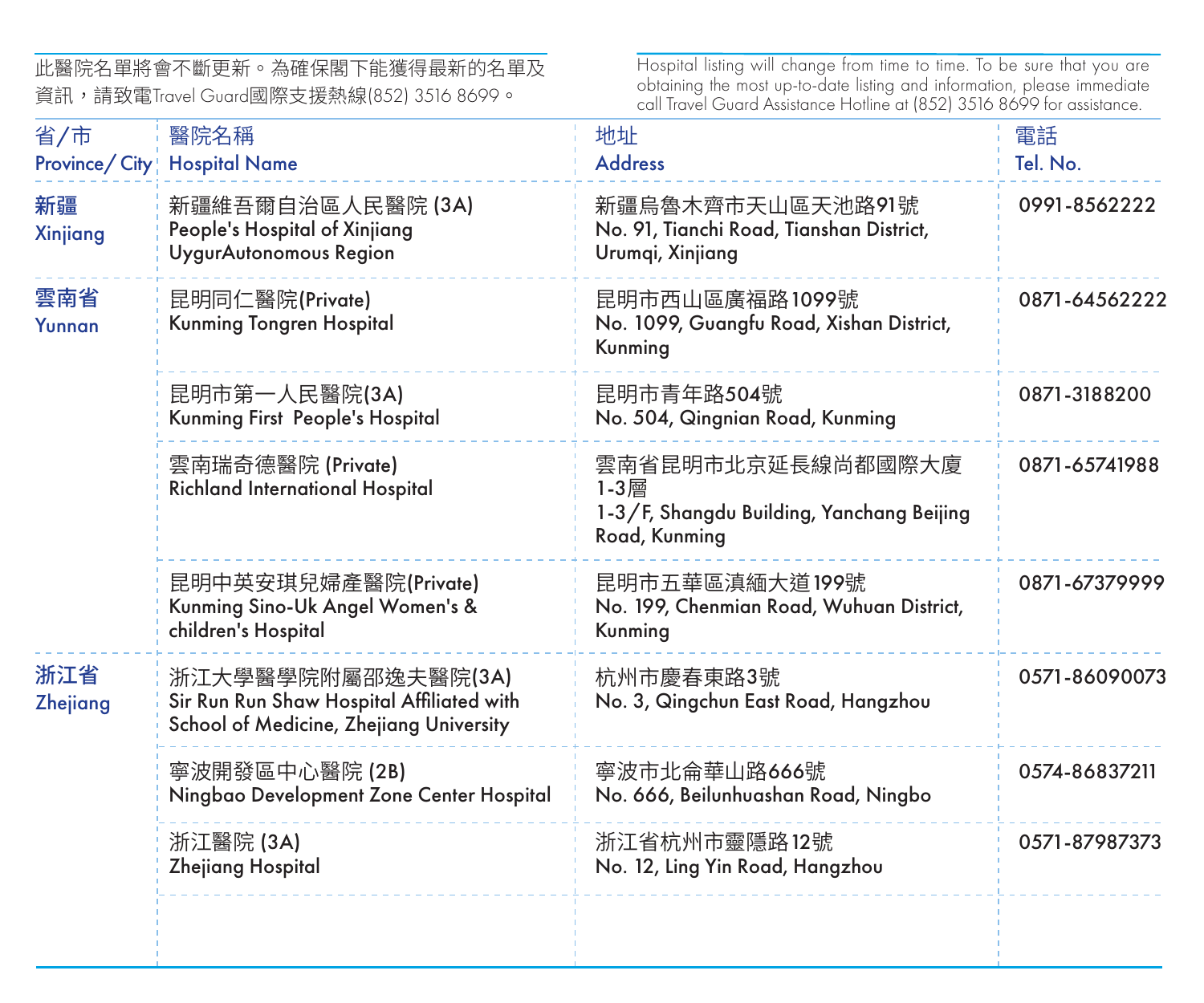此醫院名單將會不斷更新。為確保閣下能獲得最新的名單及資訊，請致電Travel Guard國際支援熱線(852) 3516 8699。

Hospital listing will change from time to time. To be sure that you are obtaining the most up-to-date listing and information, please immediate call Travel Guard Assistance Hotline at (852) 3516 8699 for assistance.

| 省/市 Province/ City | 醫院名稱 Hospital Name | 地址 Address | 電話 Tel. No. |
|---|---|---|---|
| 新疆 Xinjiang | 新疆維吾爾自治區人民醫院 (3A) People's Hospital of Xinjiang UygurAutonomous Region | 新疆烏魯木齊市天山區天池路91號 No. 91, Tianchi Road, Tianshan District, Urumqi, Xinjiang | 0991-8562222 |
| 雲南省 Yunnan | 昆明同仁醫院(Private) Kunming Tongren Hospital | 昆明市西山區廣福路1099號 No. 1099, Guangfu Road, Xishan District, Kunming | 0871-64562222 |
| | 昆明市第一人民醫院(3A) Kunming First People's Hospital | 昆明市青年路504號 No. 504, Qingnian Road, Kunming | 0871-3188200 |
| | 雲南瑞奇德醫院 (Private) Richland International Hospital | 雲南省昆明市北京延長線尚都國際大廈1-3層 1-3/F, Shangdu Building, Yanchang Beijing Road, Kunming | 0871-65741988 |
| | 昆明中英安琪兒婦產醫院(Private) Kunming Sino-Uk Angel Women's & children's Hospital | 昆明市五華區滇緬大道199號 No. 199, Chenmian Road, Wuhuan District, Kunming | 0871-67379999 |
| 浙江省 Zhejiang | 浙江大學醫學院附屬邵逸夫醫院(3A) Sir Run Run Shaw Hospital Affiliated with School of Medicine, Zhejiang University | 杭州市慶春東路3號 No. 3, Qingchun East Road, Hangzhou | 0571-86090073 |
| | 寧波開發區中心醫院 (2B) Ningbao Development Zone Center Hospital | 寧波市北侖華山路666號 No. 666, Beilunhuashan Road, Ningbo | 0574-86837211 |
| | 浙江醫院 (3A) Zhejiang Hospital | 浙江省杭州市靈隱路12號 No. 12, Ling Yin Road, Hangzhou | 0571-87987373 |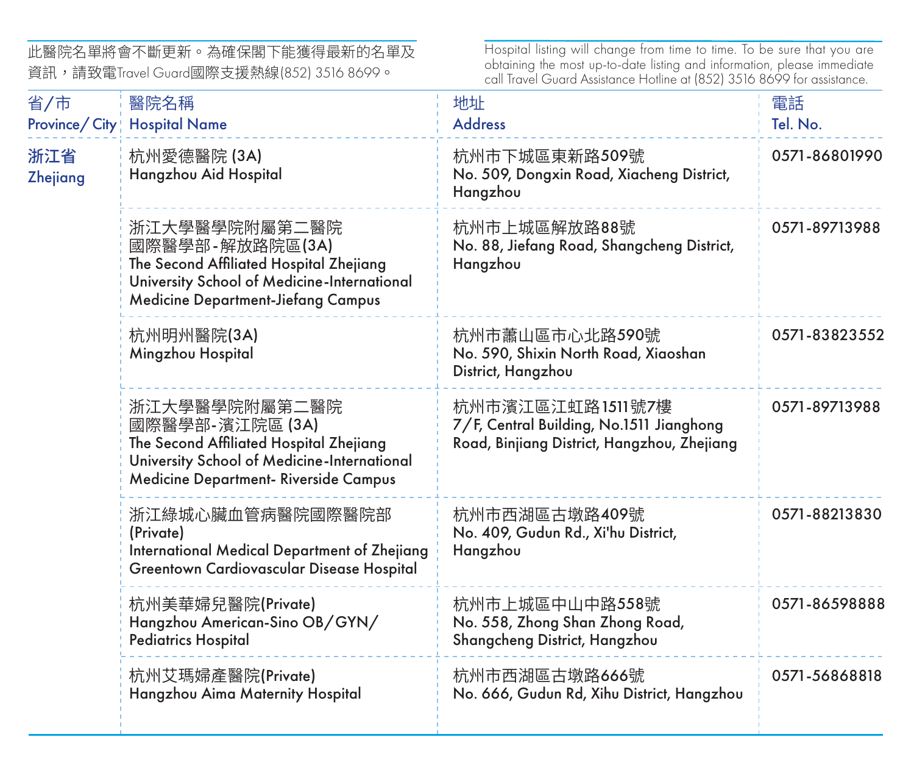此醫院名單將會不斷更新。為確保閣下能獲得最新的名單及資訊，請致電Travel Guard國際支援熱線(852) 3516 8699。

Hospital listing will change from time to time. To be sure that you are obtaining the most up-to-date listing and information, please immediate call Travel Guard Assistance Hotline at (852) 3516 8699 for assistance.

| 省/市 Province/ City | 醫院名稱 Hospital Name | 地址 Address | 電話 Tel. No. |
|---|---|---|---|
| 浙江省 Zhejiang | 杭州愛德醫院 (3A) Hangzhou Aid Hospital | 杭州市下城區東新路509號 No. 509, Dongxin Road, Xiacheng District, Hangzhou | 0571-86801990 |
| | 浙江大學醫學院附屬第二醫院國際醫學部-解放路院區(3A) The Second Affiliated Hospital Zhejiang University School of Medicine-International Medicine Department-Jiefang Campus | 杭州市上城區解放路88號 No. 88, Jiefang Road, Shangcheng District, Hangzhou | 0571-89713988 |
| | 杭州明州醫院(3A) Mingzhou Hospital | 杭州市蕭山區市心北路590號 No. 590, Shixin North Road, Xiaoshan District, Hangzhou | 0571-83823552 |
| | 浙江大學醫學院附屬第二醫院國際醫學部-濱江院區 (3A) The Second Affiliated Hospital Zhejiang University School of Medicine-International Medicine Department- Riverside Campus | 杭州市濱江區江虹路1511號7樓 7/F, Central Building, No.1511 Jianghong Road, Binjiang District, Hangzhou, Zhejiang | 0571-89713988 |
| | 浙江綠城心臟血管病醫院國際醫院部 (Private) International Medical Department of Zhejiang Greentown Cardiovascular Disease Hospital | 杭州市西湖區古墩路409號 No. 409, Gudun Rd., Xi'hu District, Hangzhou | 0571-88213830 |
| | 杭州美華婦兒醫院(Private) Hangzhou American-Sino OB/GYN/ Pediatrics Hospital | 杭州市上城區中山中路558號 No. 558, Zhong Shan Zhong Road, Shangcheng District, Hangzhou | 0571-86598888 |
| | 杭州艾瑪婦產醫院(Private) Hangzhou Aima Maternity Hospital | 杭州市西湖區古墩路666號 No. 666, Gudun Rd, Xihu District, Hangzhou | 0571-56868818 |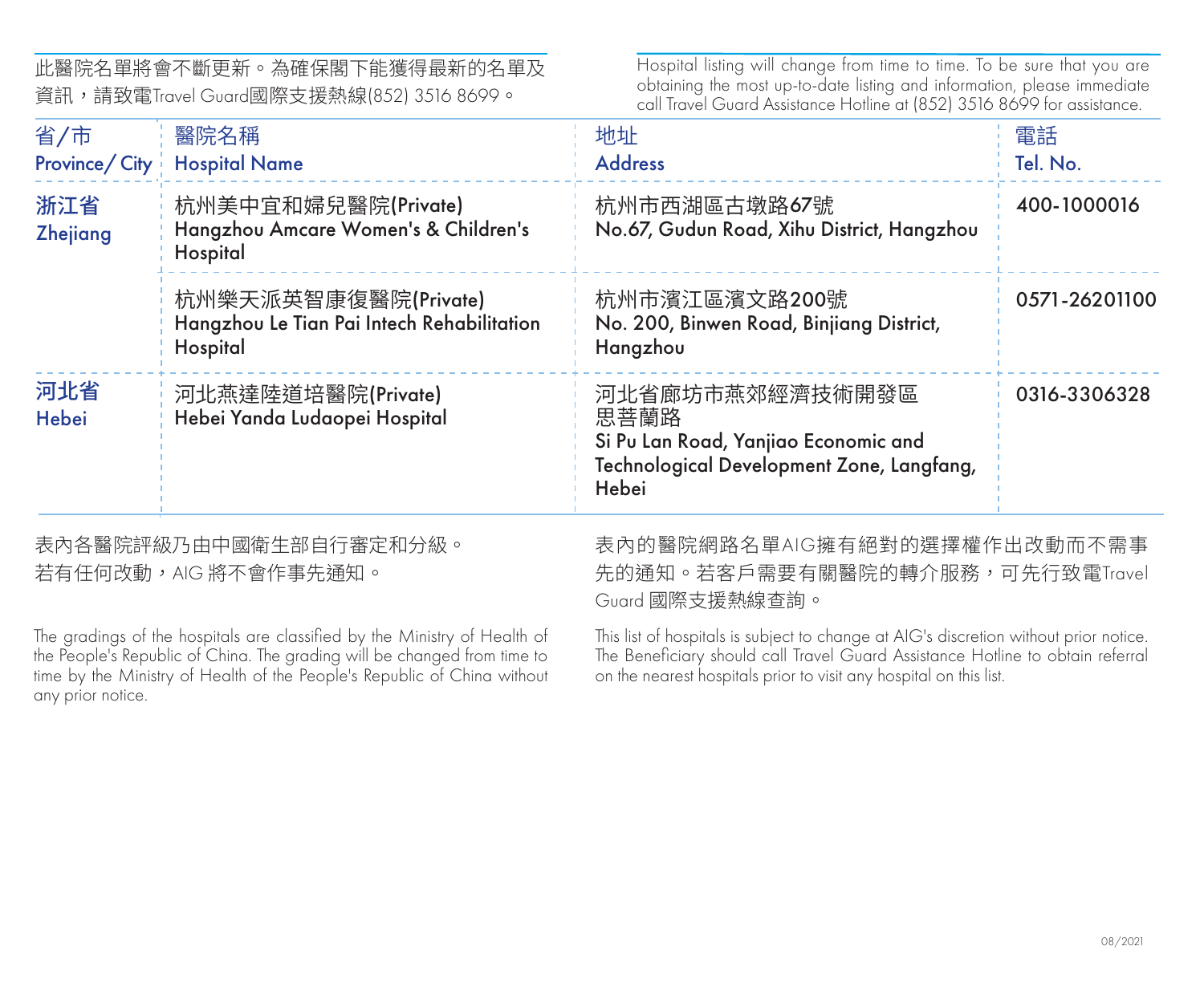此醫院名單將會不斷更新。為確保閣下能獲得最新的名單及資訊，請致電Travel Guard國際支援熱線(852) 3516 8699。

Hospital listing will change from time to time. To be sure that you are obtaining the most up-to-date listing and information, please immediate call Travel Guard Assistance Hotline at (852) 3516 8699 for assistance.

| 省/市 Province/ City | 醫院名稱 Hospital Name | 地址 Address | 電話 Tel. No. |
|---|---|---|---|
| 浙江省 Zhejiang | 杭州美中宜和婦兒醫院(Private) Hangzhou Amcare Women's & Children's Hospital | 杭州市西湖區古墩路67號 No.67, Gudun Road, Xihu District, Hangzhou | 400-1000016 |
| | 杭州樂天派英智康復醫院(Private) Hangzhou Le Tian Pai Intech Rehabilitation Hospital | 杭州市濱江區濱文路200號 No. 200, Binwen Road, Binjiang District, Hangzhou | 0571-26201100 |
| 河北省 Hebei | 河北燕達陸道培醫院(Private) Hebei Yanda Ludaopei Hospital | 河北省廊坊市燕郊經濟技術開發區思菩蘭路 Si Pu Lan Road, Yanjiao Economic and Technological Development Zone, Langfang, Hebei | 0316-3306328 |

表內各醫院評級乃由中國衛生部自行審定和分級。若有任何改動，AIG 將不會作事先通知。

The gradings of the hospitals are classified by the Ministry of Health of the People's Republic of China. The grading will be changed from time to time by the Ministry of Health of the People's Republic of China without any prior notice.

表內的醫院網路名單AIG擁有絕對的選擇權作出改動而不需事先的通知。若客戶需要有關醫院的轉介服務，可先行致電Travel Guard 國際支援熱線查詢。

This list of hospitals is subject to change at AIG's discretion without prior notice. The Beneficiary should call Travel Guard Assistance Hotline to obtain referral on the nearest hospitals prior to visit any hospital on this list.

08/2021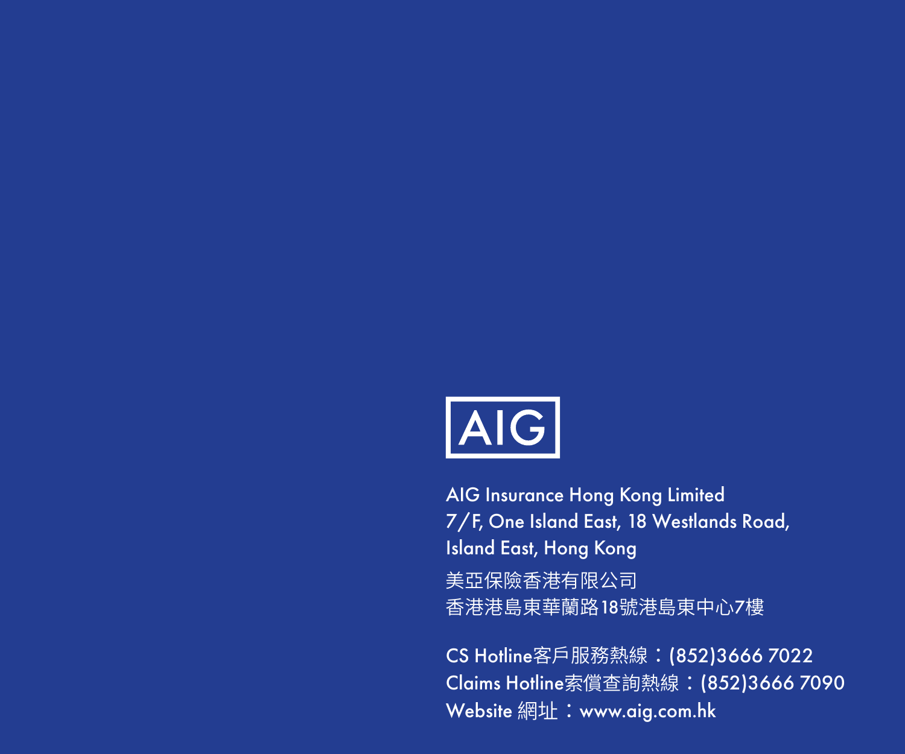AIG

AIG Insurance Hong Kong Limited
7/F, One Island East, 18 Westlands Road,
Island East, Hong Kong

美亞保險香港有限公司
香港港島東華蘭路18號港島東中心7樓

CS Hotline客戶服務熱線：(852)3666 7022
Claims Hotline索償查詢熱線：(852)3666 7090
Website 網址：www.aig.com.hk